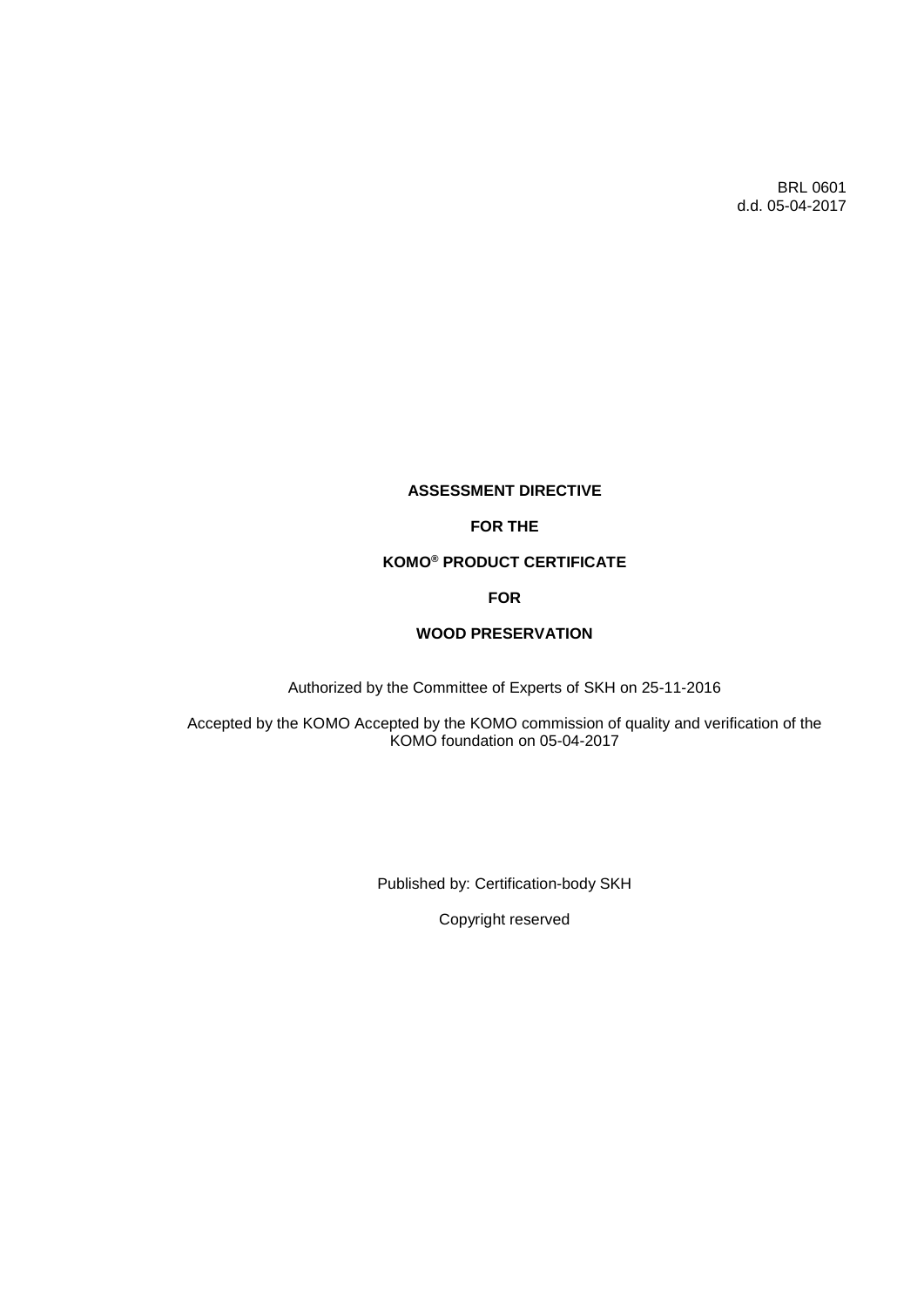BRL 0601
d.d. 05-04-2017

# ASSESSMENT DIRECTIVE

# FOR THE

# KOMO® PRODUCT CERTIFICATE

# FOR

# WOOD PRESERVATION

Authorized by the Committee of Experts of SKH on 25-11-2016

Accepted by the KOMO Accepted by the KOMO commission of quality and verification of the KOMO foundation on 05-04-2017

Published by: Certification-body SKH

Copyright reserved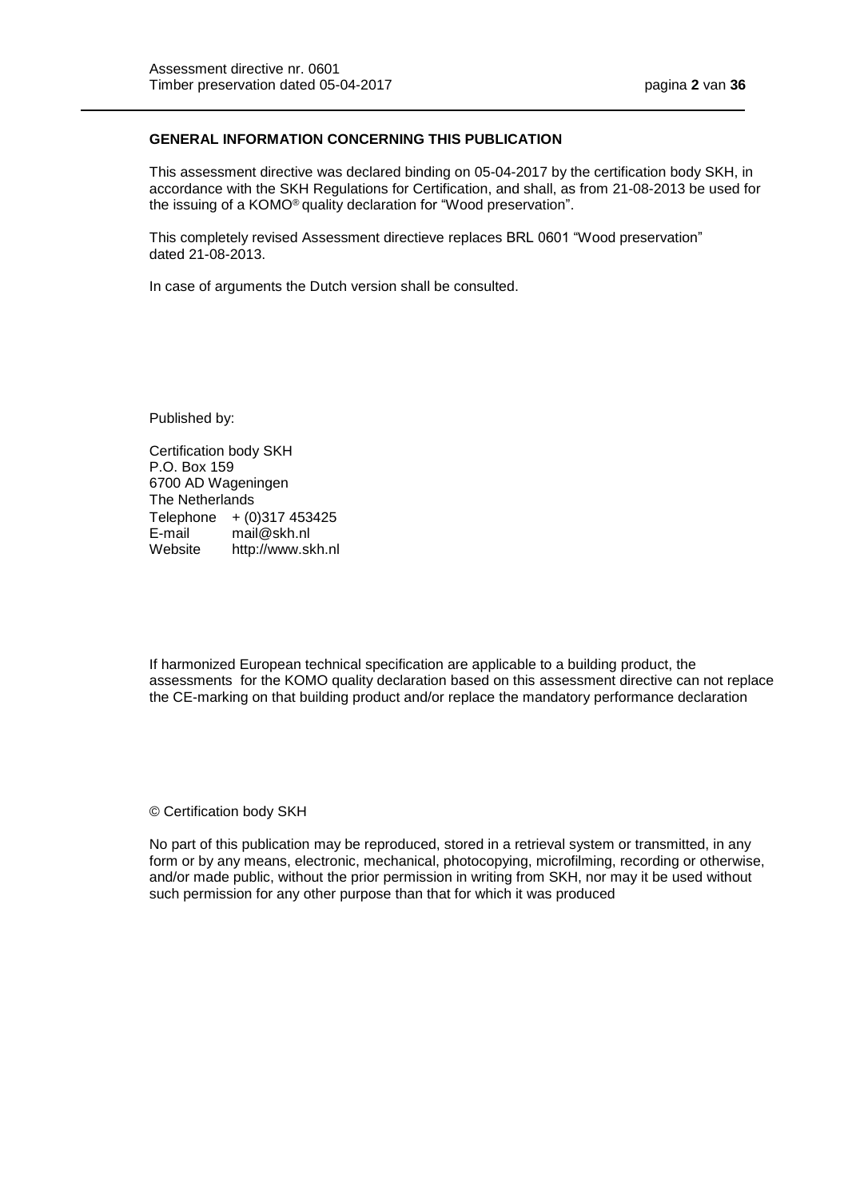**GENERAL INFORMATION CONCERNING THIS PUBLICATION**

This assessment directive was declared binding on 05-04-2017 by the certification body SKH, in accordance with the SKH Regulations for Certification, and shall, as from 21-08-2013 be used for the issuing of a KOMO® quality declaration for "Wood preservation".

This completely revised Assessment directieve replaces BRL 0601 "Wood preservation" dated 21-08-2013.

In case of arguments the Dutch version shall be consulted.

Published by:

Certification body SKH  
P.O. Box 159  
6700 AD Wageningen  
The Netherlands  
Telephone + (0)317 453425  
E-mail mail@skh.nl  
Website http://www.skh.nl

If harmonized European technical specification are applicable to a building product, the assessments for the KOMO quality declaration based on this assessment directive can not replace the CE-marking on that building product and/or replace the mandatory performance declaration

© Certification body SKH

No part of this publication may be reproduced, stored in a retrieval system or transmitted, in any form or by any means, electronic, mechanical, photocopying, microfilming, recording or otherwise, and/or made public, without the prior permission in writing from SKH, nor may it be used without such permission for any other purpose than that for which it was produced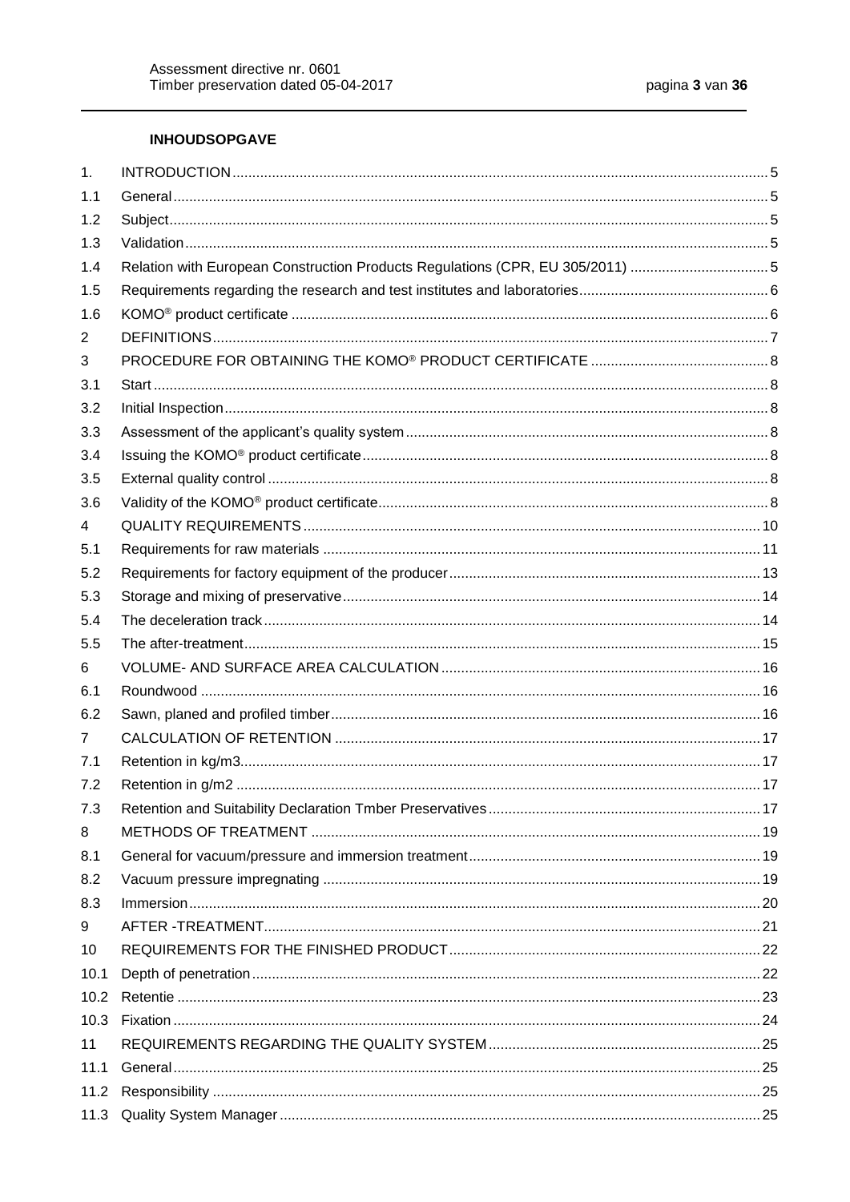**INHOUDSOPGAVE**

| | | |
|---|---|---|
| 1. | INTRODUCTION | 5 |
| 1.1 | General | 5 |
| 1.2 | Subject | 5 |
| 1.3 | Validation | 5 |
| 1.4 | Relation with European Construction Products Regulations (CPR, EU 305/2011) | 5 |
| 1.5 | Requirements regarding the research and test institutes and laboratories | 6 |
| 1.6 | KOMO® product certificate | 6 |
| 2 | DEFINITIONS | 7 |
| 3 | PROCEDURE FOR OBTAINING THE KOMO® PRODUCT CERTIFICATE | 8 |
| 3.1 | Start | 8 |
| 3.2 | Initial Inspection | 8 |
| 3.3 | Assessment of the applicant's quality system | 8 |
| 3.4 | Issuing the KOMO® product certificate | 8 |
| 3.5 | External quality control | 8 |
| 3.6 | Validity of the KOMO® product certificate | 8 |
| 4 | QUALITY REQUIREMENTS | 10 |
| 5.1 | Requirements for raw materials | 11 |
| 5.2 | Requirements for factory equipment of the producer | 13 |
| 5.3 | Storage and mixing of preservative | 14 |
| 5.4 | The deceleration track | 14 |
| 5.5 | The after-treatment | 15 |
| 6 | VOLUME- AND SURFACE AREA CALCULATION | 16 |
| 6.1 | Roundwood | 16 |
| 6.2 | Sawn, planed and profiled timber | 16 |
| 7 | CALCULATION OF RETENTION | 17 |
| 7.1 | Retention in kg/m3 | 17 |
| 7.2 | Retention in g/m2 | 17 |
| 7.3 | Retention and Suitability Declaration Tmber Preservatives | 17 |
| 8 | METHODS OF TREATMENT | 19 |
| 8.1 | General for vacuum/pressure and immersion treatment | 19 |
| 8.2 | Vacuum pressure impregnating | 19 |
| 8.3 | Immersion | 20 |
| 9 | AFTER -TREATMENT | 21 |
| 10 | REQUIREMENTS FOR THE FINISHED PRODUCT | 22 |
| 10.1 | Depth of penetration | 22 |
| 10.2 | Retentie | 23 |
| 10.3 | Fixation | 24 |
| 11 | REQUIREMENTS REGARDING THE QUALITY SYSTEM | 25 |
| 11.1 | General | 25 |
| 11.2 | Responsibility | 25 |
| 11.3 | Quality System Manager | 25 |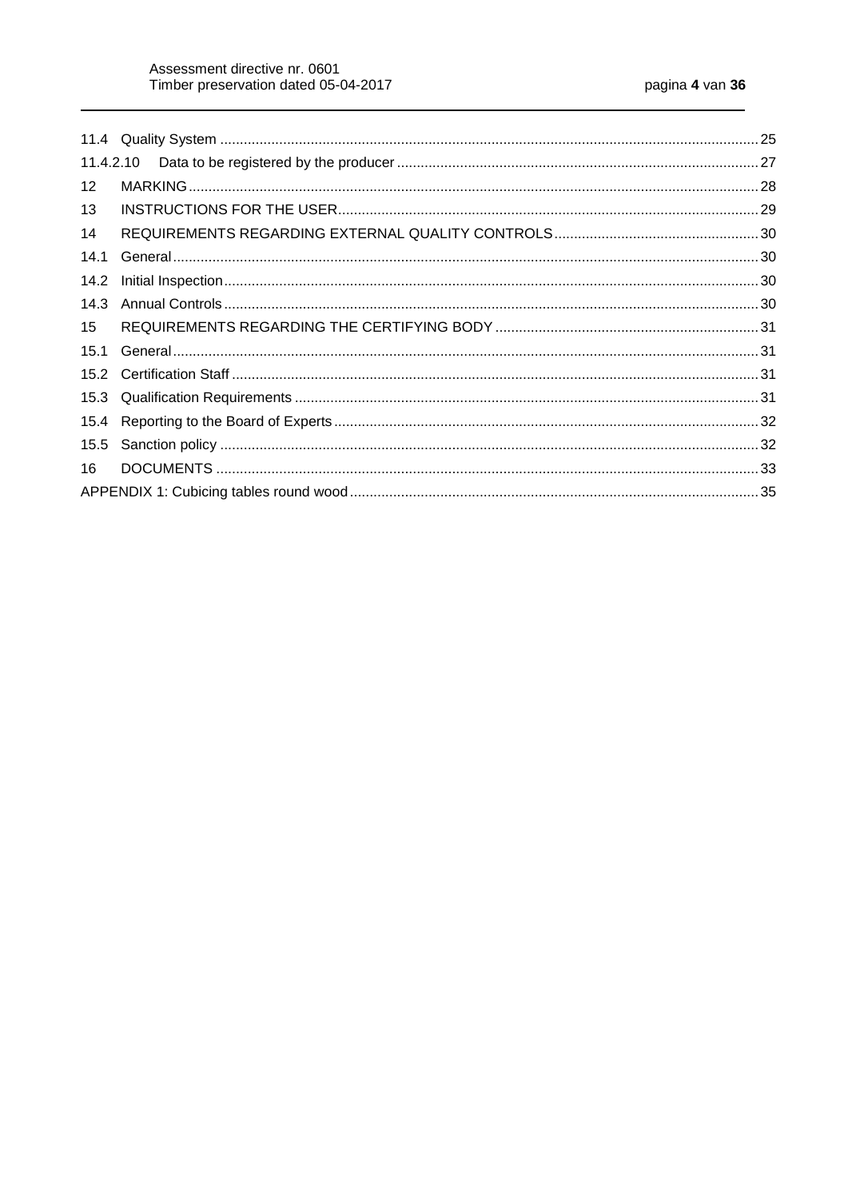| | | |
|---|---|---|
| 11.4 | Quality System | 25 |
| 11.4.2.10 | Data to be registered by the producer | 27 |
| 12 | MARKING | 28 |
| 13 | INSTRUCTIONS FOR THE USER | 29 |
| 14 | REQUIREMENTS REGARDING EXTERNAL QUALITY CONTROLS | 30 |
| 14.1 | General | 30 |
| 14.2 | Initial Inspection | 30 |
| 14.3 | Annual Controls | 30 |
| 15 | REQUIREMENTS REGARDING THE CERTIFYING BODY | 31 |
| 15.1 | General | 31 |
| 15.2 | Certification Staff | 31 |
| 15.3 | Qualification Requirements | 31 |
| 15.4 | Reporting to the Board of Experts | 32 |
| 15.5 | Sanction policy | 32 |
| 16 | DOCUMENTS | 33 |
| APPENDIX 1: Cubicing tables round wood | | 35 |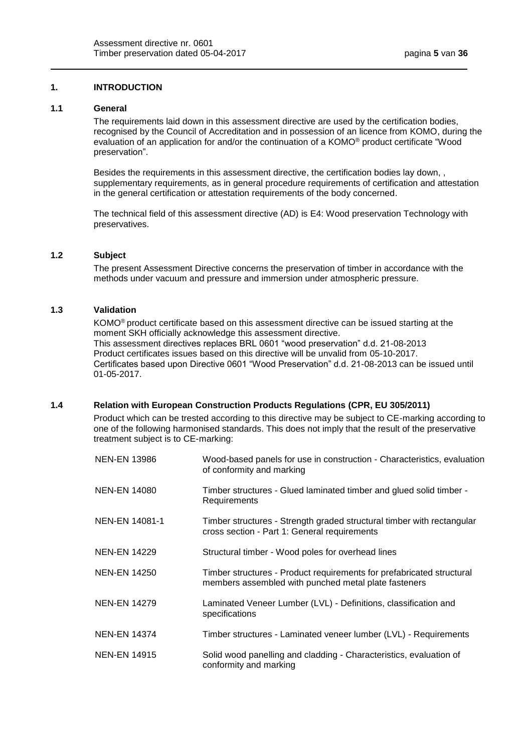## 1. INTRODUCTION

### 1.1 General

The requirements laid down in this assessment directive are used by the certification bodies, recognised by the Council of Accreditation and in possession of an licence from KOMO, during the evaluation of an application for and/or the continuation of a KOMO® product certificate “Wood preservation”.

Besides the requirements in this assessment directive, the certification bodies lay down, , supplementary requirements, as in general procedure requirements of certification and attestation in the general certification or attestation requirements of the body concerned.

The technical field of this assessment directive (AD) is E4: Wood preservation Technology with preservatives.

### 1.2 Subject

The present Assessment Directive concerns the preservation of timber in accordance with the methods under vacuum and pressure and immersion under atmospheric pressure.

### 1.3 Validation

KOMO® product certificate based on this assessment directive can be issued starting at the moment SKH officially acknowledge this assessment directive.
This assessment directives replaces BRL 0601 “wood preservation” d.d. 21-08-2013
Product certificates issues based on this directive will be unvalid from 05-10-2017.
Certificates based upon Directive 0601 “Wood Preservation” d.d. 21-08-2013 can be issued until 01-05-2017.

### 1.4 Relation with European Construction Products Regulations (CPR, EU 305/2011)

Product which can be trested according to this directive may be subject to CE-marking according to one of the following harmonised standards. This does not imply that the result of the preservative treatment subject is to CE-marking:

| | |
|---|---|
| NEN-EN 13986 | Wood-based panels for use in construction - Characteristics, evaluation of conformity and marking |
| NEN-EN 14080 | Timber structures - Glued laminated timber and glued solid timber - Requirements |
| NEN-EN 14081-1 | Timber structures - Strength graded structural timber with rectangular cross section - Part 1: General requirements |
| NEN-EN 14229 | Structural timber - Wood poles for overhead lines |
| NEN-EN 14250 | Timber structures - Product requirements for prefabricated structural members assembled with punched metal plate fasteners |
| NEN-EN 14279 | Laminated Veneer Lumber (LVL) - Definitions, classification and specifications |
| NEN-EN 14374 | Timber structures - Laminated veneer lumber (LVL) - Requirements |
| NEN-EN 14915 | Solid wood panelling and cladding - Characteristics, evaluation of conformity and marking |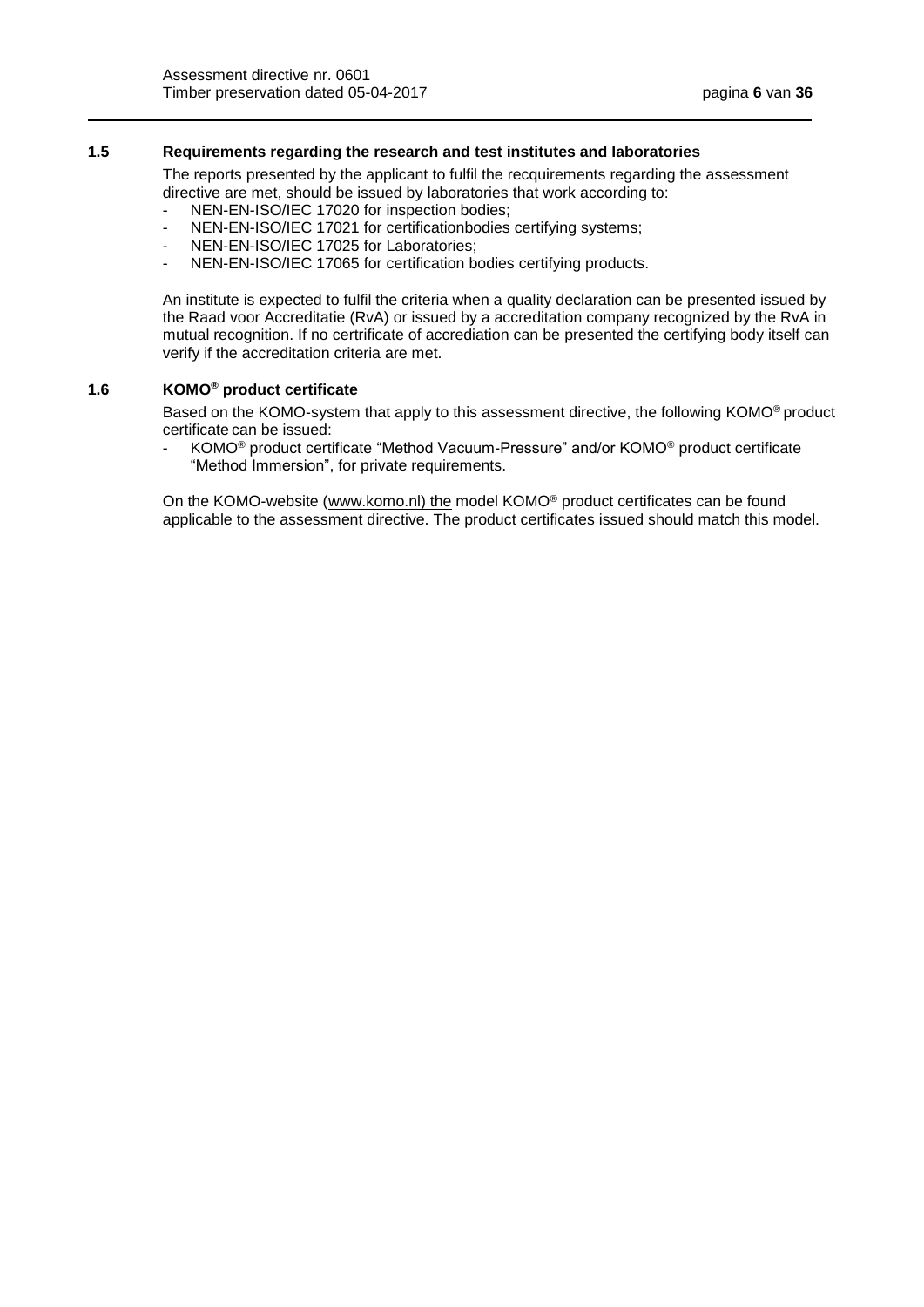### 1.5 Requirements regarding the research and test institutes and laboratories

The reports presented by the applicant to fulfil the recquirements regarding the assessment directive are met, should be issued by laboratories that work according to:

- NEN-EN-ISO/IEC 17020 for inspection bodies;
- NEN-EN-ISO/IEC 17021 for certificationbodies certifying systems;
- NEN-EN-ISO/IEC 17025 for Laboratories;
- NEN-EN-ISO/IEC 17065 for certification bodies certifying products.

An institute is expected to fulfil the criteria when a quality declaration can be presented issued by the Raad voor Accreditatie (RvA) or issued by a accreditation company recognized by the RvA in mutual recognition. If no certrificate of accrediation can be presented the certifying body itself can verify if the accreditation criteria are met.

### 1.6 KOMO® product certificate

Based on the KOMO-system that apply to this assessment directive, the following KOMO® product certificate can be issued:

- KOMO® product certificate "Method Vacuum-Pressure" and/or KOMO® product certificate "Method Immersion", for private requirements.

On the KOMO-website (www.komo.nl) the model KOMO® product certificates can be found applicable to the assessment directive. The product certificates issued should match this model.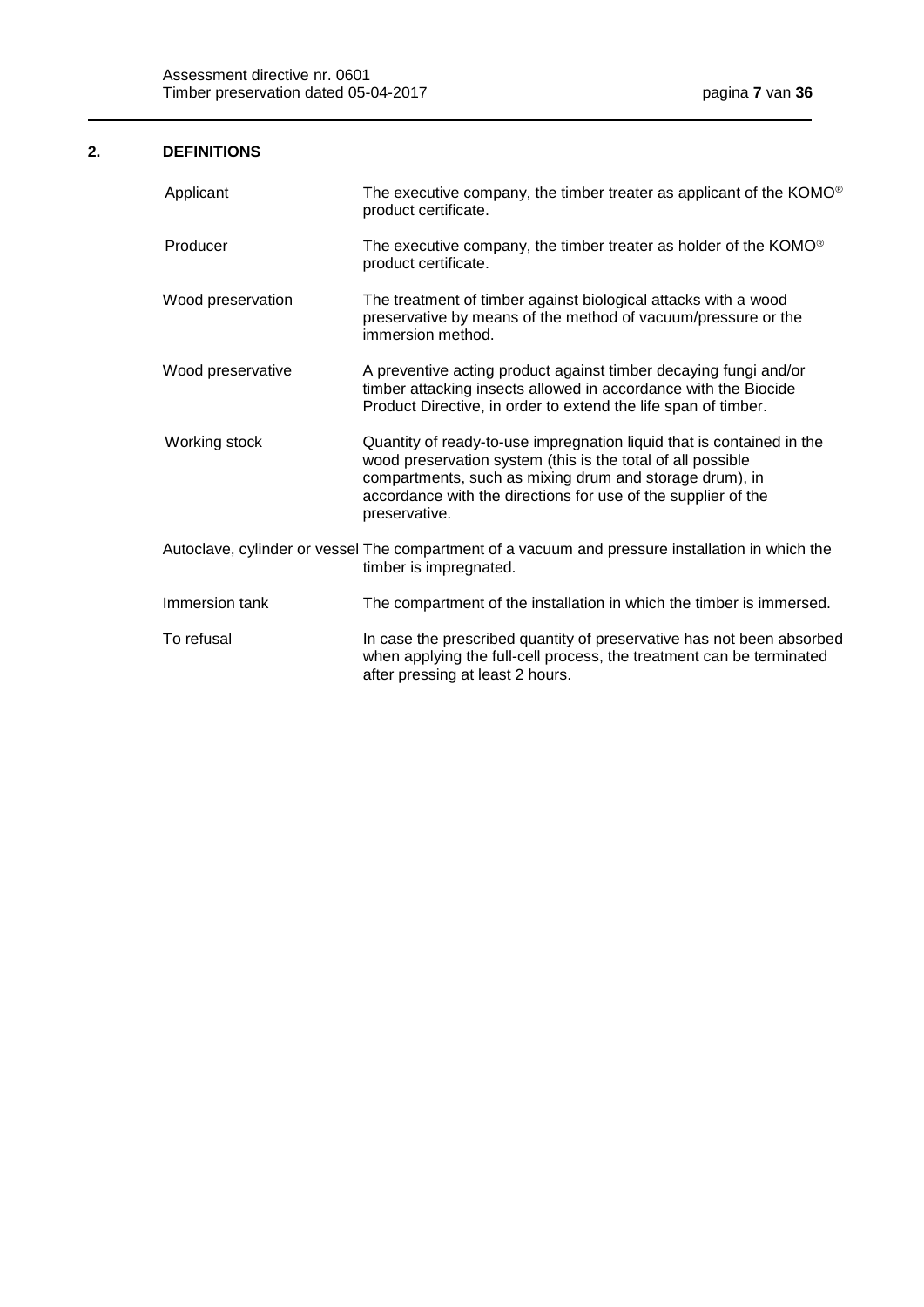## 2. DEFINITIONS

| | |
|---|---|
| Applicant | The executive company, the timber treater as applicant of the KOMO® product certificate. |
| Producer | The executive company, the timber treater as holder of the KOMO® product certificate. |
| Wood preservation | The treatment of timber against biological attacks with a wood preservative by means of the method of vacuum/pressure or the immersion method. |
| Wood preservative | A preventive acting product against timber decaying fungi and/or timber attacking insects allowed in accordance with the Biocide Product Directive, in order to extend the life span of timber. |
| Working stock | Quantity of ready-to-use impregnation liquid that is contained in the wood preservation system (this is the total of all possible compartments, such as mixing drum and storage drum), in accordance with the directions for use of the supplier of the preservative. |
| Autoclave, cylinder or vessel | The compartment of a vacuum and pressure installation in which the timber is impregnated. |
| Immersion tank | The compartment of the installation in which the timber is immersed. |
| To refusal | In case the prescribed quantity of preservative has not been absorbed when applying the full-cell process, the treatment can be terminated after pressing at least 2 hours. |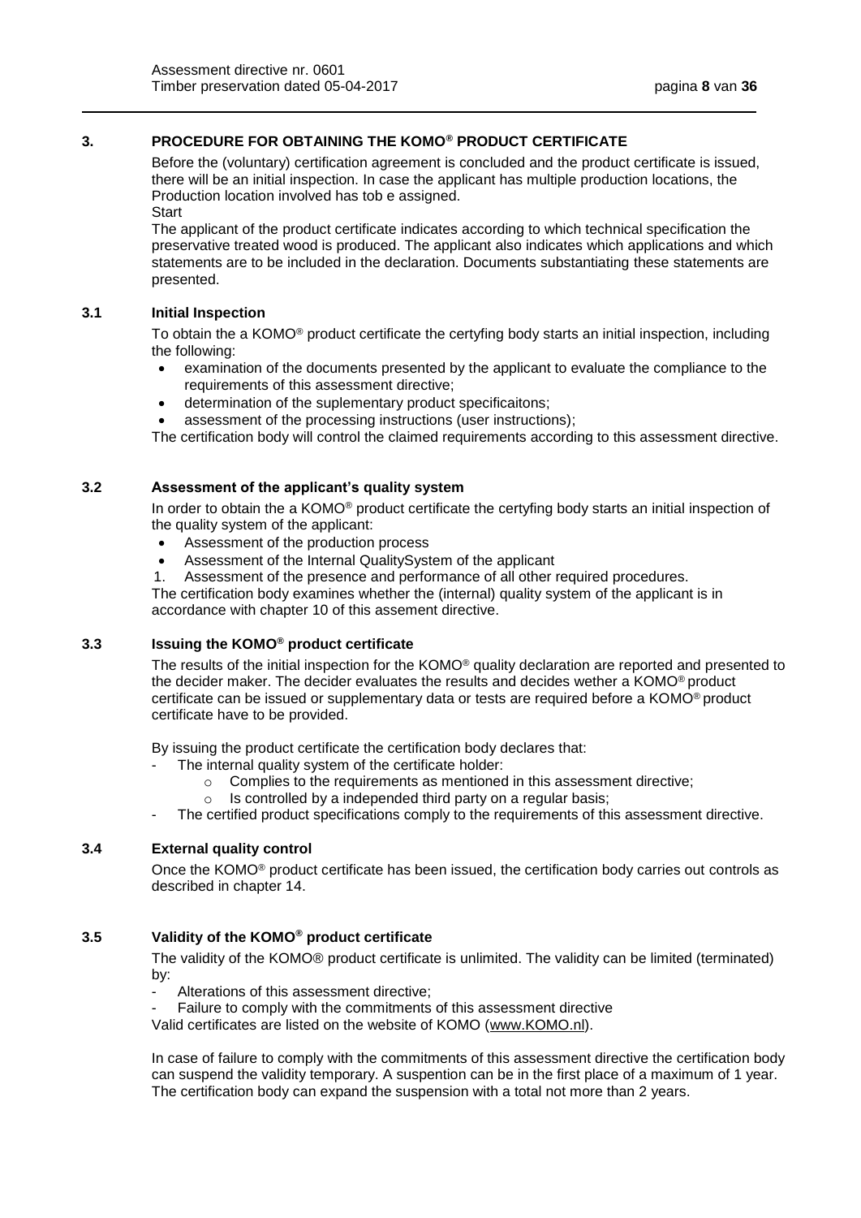## 3. PROCEDURE FOR OBTAINING THE KOMO® PRODUCT CERTIFICATE

Before the (voluntary) certification agreement is concluded and the product certificate is issued, there will be an initial inspection. In case the applicant has multiple production locations, the Production location involved has tob e assigned.

Start

The applicant of the product certificate indicates according to which technical specification the preservative treated wood is produced. The applicant also indicates which applications and which statements are to be included in the declaration. Documents substantiating these statements are presented.

### 3.1 Initial Inspection

To obtain the a KOMO® product certificate the certyfing body starts an initial inspection, including the following:

- examination of the documents presented by the applicant to evaluate the compliance to the requirements of this assessment directive;
- determination of the suplementary product specificaitons;
- assessment of the processing instructions (user instructions);

The certification body will control the claimed requirements according to this assessment directive.

### 3.2 Assessment of the applicant's quality system

In order to obtain the a KOMO® product certificate the certyfing body starts an initial inspection of the quality system of the applicant:

- Assessment of the production process
- Assessment of the Internal QualitySystem of the applicant

1. Assessment of the presence and performance of all other required procedures.

The certification body examines whether the (internal) quality system of the applicant is in accordance with chapter 10 of this assement directive.

### 3.3 Issuing the KOMO® product certificate

The results of the initial inspection for the KOMO® quality declaration are reported and presented to the decider maker. The decider evaluates the results and decides wether a KOMO® product certificate can be issued or supplementary data or tests are required before a KOMO® product certificate have to be provided.

By issuing the product certificate the certification body declares that:

- The internal quality system of the certificate holder:
  - Complies to the requirements as mentioned in this assessment directive;
  - Is controlled by a independed third party on a regular basis;
- The certified product specifications comply to the requirements of this assessment directive.

### 3.4 External quality control

Once the KOMO® product certificate has been issued, the certification body carries out controls as described in chapter 14.

### 3.5 Validity of the KOMO® product certificate

The validity of the KOMO® product certificate is unlimited. The validity can be limited (terminated) by:

- Alterations of this assessment directive;
- Failure to comply with the commitments of this assessment directive

Valid certificates are listed on the website of KOMO (www.KOMO.nl).

In case of failure to comply with the commitments of this assessment directive the certification body can suspend the validity temporary. A suspention can be in the first place of a maximum of 1 year. The certification body can expand the suspension with a total not more than 2 years.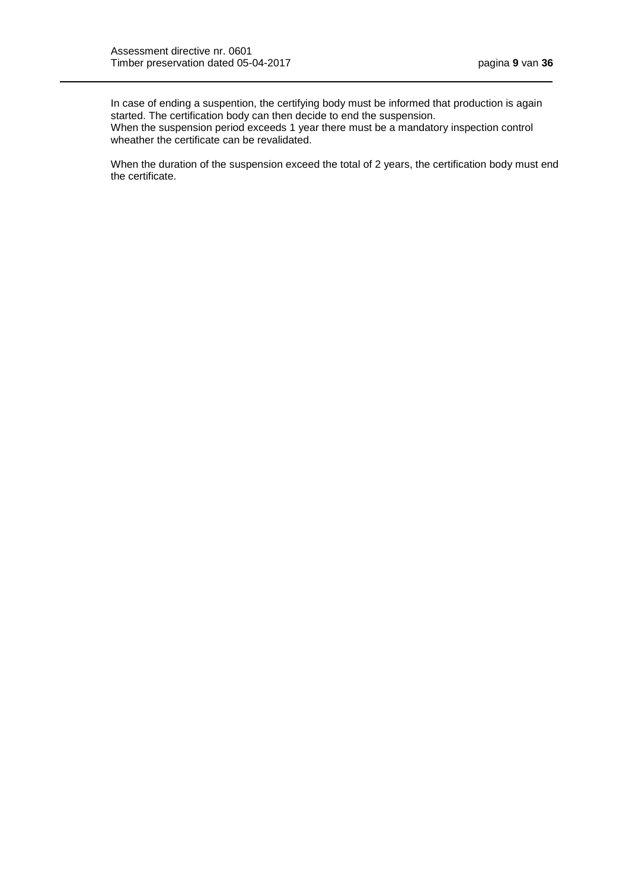In case of ending a suspention, the certifying body must be informed that production is again started. The certification body can then decide to end the suspension.
When the suspension period exceeds 1 year there must be a mandatory inspection control wheather the certificate can be revalidated.

When the duration of the suspension exceed the total of 2 years, the certification body must end the certificate.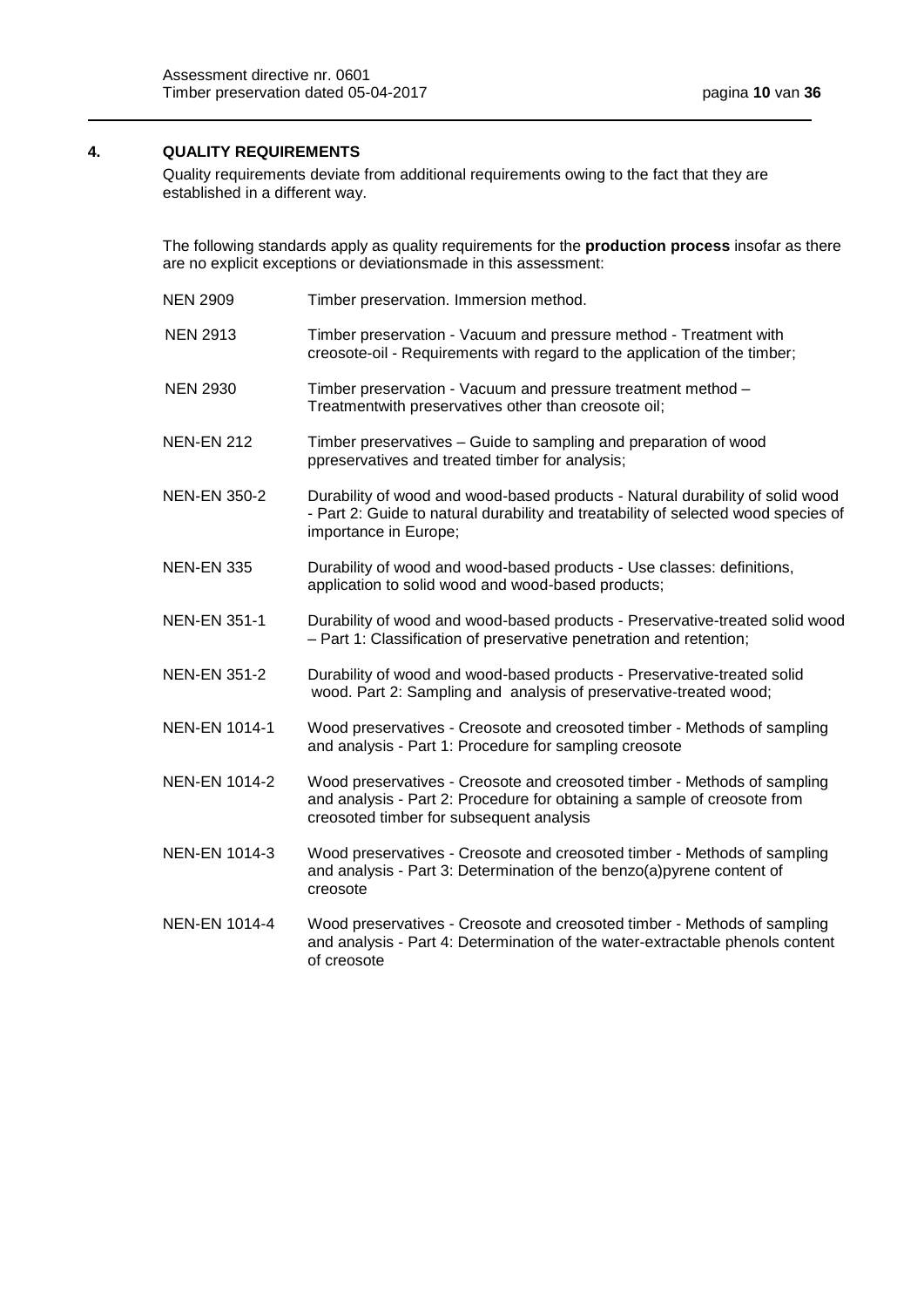## 4. QUALITY REQUIREMENTS

Quality requirements deviate from additional requirements owing to the fact that they are established in a different way.

The following standards apply as quality requirements for the **production process** insofar as there are no explicit exceptions or deviationsmade in this assessment:

| | |
|---|---|
| NEN 2909 | Timber preservation. Immersion method. |
| NEN 2913 | Timber preservation - Vacuum and pressure method - Treatment with creosote-oil - Requirements with regard to the application of the timber; |
| NEN 2930 | Timber preservation - Vacuum and pressure treatment method – Treatmentwith preservatives other than creosote oil; |
| NEN-EN 212 | Timber preservatives – Guide to sampling and preparation of wood ppreservatives and treated timber for analysis; |
| NEN-EN 350-2 | Durability of wood and wood-based products - Natural durability of solid wood - Part 2: Guide to natural durability and treatability of selected wood species of importance in Europe; |
| NEN-EN 335 | Durability of wood and wood-based products - Use classes: definitions, application to solid wood and wood-based products; |
| NEN-EN 351-1 | Durability of wood and wood-based products - Preservative-treated solid wood – Part 1: Classification of preservative penetration and retention; |
| NEN-EN 351-2 | Durability of wood and wood-based products - Preservative-treated solid wood. Part 2: Sampling and analysis of preservative-treated wood; |
| NEN-EN 1014-1 | Wood preservatives - Creosote and creosoted timber - Methods of sampling and analysis - Part 1: Procedure for sampling creosote |
| NEN-EN 1014-2 | Wood preservatives - Creosote and creosoted timber - Methods of sampling and analysis - Part 2: Procedure for obtaining a sample of creosote from creosoted timber for subsequent analysis |
| NEN-EN 1014-3 | Wood preservatives - Creosote and creosoted timber - Methods of sampling and analysis - Part 3: Determination of the benzo(a)pyrene content of creosote |
| NEN-EN 1014-4 | Wood preservatives - Creosote and creosoted timber - Methods of sampling and analysis - Part 4: Determination of the water-extractable phenols content of creosote |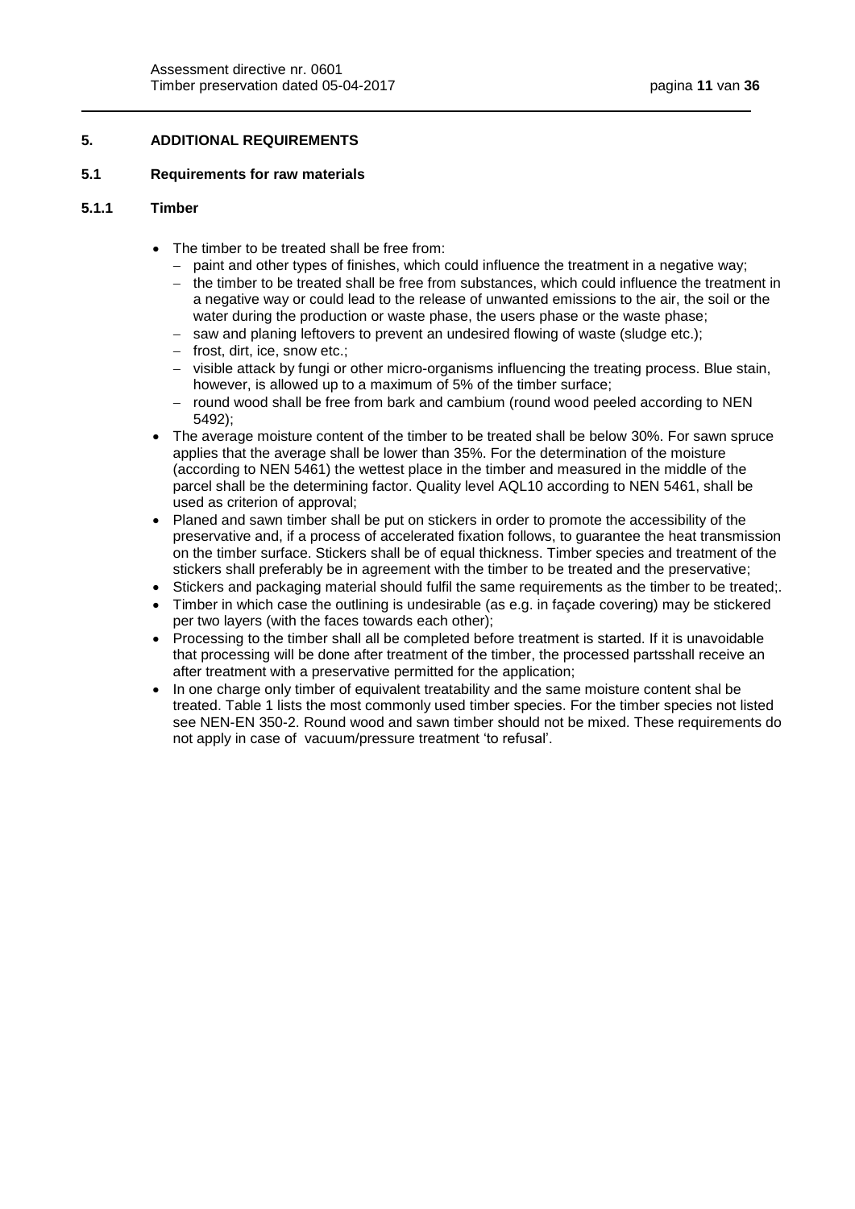## 5. ADDITIONAL REQUIREMENTS

### 5.1 Requirements for raw materials

#### 5.1.1 Timber

- The timber to be treated shall be free from:
  - paint and other types of finishes, which could influence the treatment in a negative way;
  - the timber to be treated shall be free from substances, which could influence the treatment in a negative way or could lead to the release of unwanted emissions to the air, the soil or the water during the production or waste phase, the users phase or the waste phase;
  - saw and planing leftovers to prevent an undesired flowing of waste (sludge etc.);
  - frost, dirt, ice, snow etc.;
  - visible attack by fungi or other micro-organisms influencing the treating process. Blue stain, however, is allowed up to a maximum of 5% of the timber surface;
  - round wood shall be free from bark and cambium (round wood peeled according to NEN 5492);
- The average moisture content of the timber to be treated shall be below 30%. For sawn spruce applies that the average shall be lower than 35%. For the determination of the moisture (according to NEN 5461) the wettest place in the timber and measured in the middle of the parcel shall be the determining factor. Quality level AQL10 according to NEN 5461, shall be used as criterion of approval;
- Planed and sawn timber shall be put on stickers in order to promote the accessibility of the preservative and, if a process of accelerated fixation follows, to guarantee the heat transmission on the timber surface. Stickers shall be of equal thickness. Timber species and treatment of the stickers shall preferably be in agreement with the timber to be treated and the preservative;
- Stickers and packaging material should fulfil the same requirements as the timber to be treated;.
- Timber in which case the outlining is undesirable (as e.g. in façade covering) may be stickered per two layers (with the faces towards each other);
- Processing to the timber shall all be completed before treatment is started. If it is unavoidable that processing will be done after treatment of the timber, the processed partsshall receive an after treatment with a preservative permitted for the application;
- In one charge only timber of equivalent treatability and the same moisture content shal be treated. Table 1 lists the most commonly used timber species. For the timber species not listed see NEN-EN 350-2. Round wood and sawn timber should not be mixed. These requirements do not apply in case of vacuum/pressure treatment 'to refusal'.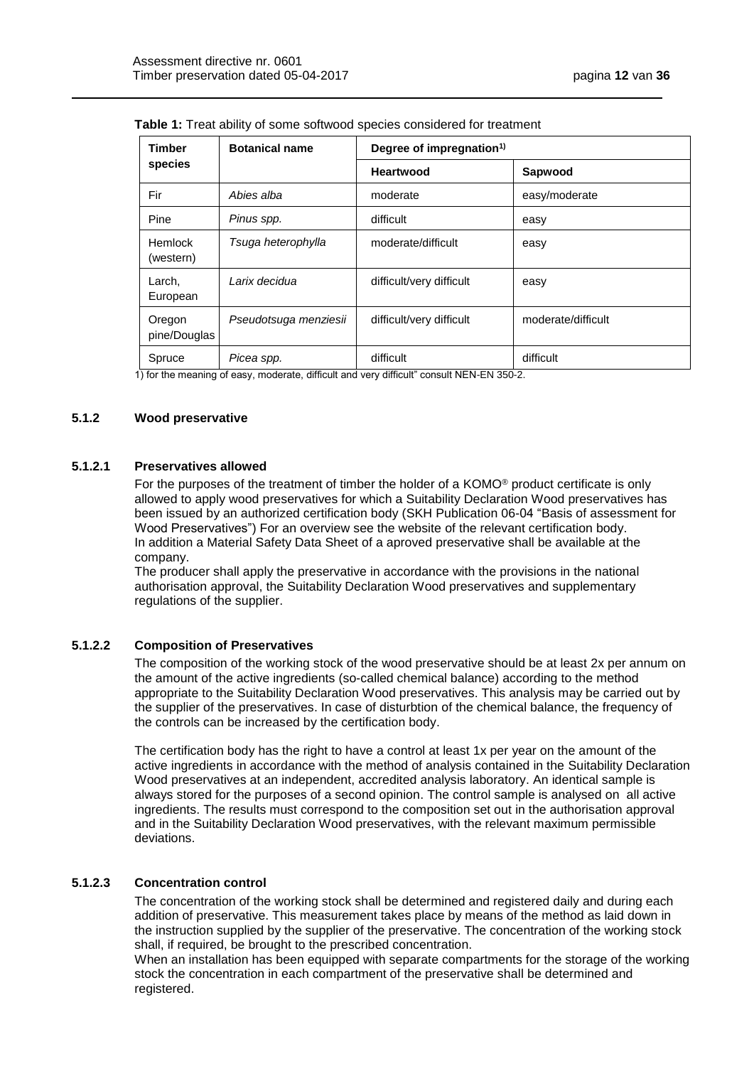**Table 1:** Treat ability of some softwood species considered for treatment

| Timber species | Botanical name | Degree of impregnation[1] | |
|---|---|---|---|
| | | **Heartwood** | **Sapwood** |
| Fir | *Abies alba* | moderate | easy/moderate |
| Pine | *Pinus spp.* | difficult | easy |
| Hemlock (western) | *Tsuga heterophylla* | moderate/difficult | easy |
| Larch, European | *Larix decidua* | difficult/very difficult | easy |
| Oregon pine/Douglas | *Pseudotsuga menziesii* | difficult/very difficult | moderate/difficult |
| Spruce | *Picea spp.* | difficult | difficult |

1) for the meaning of easy, moderate, difficult and very difficult" consult NEN-EN 350-2.

### 5.1.2 Wood preservative

#### 5.1.2.1 Preservatives allowed

For the purposes of the treatment of timber the holder of a KOMO® product certificate is only allowed to apply wood preservatives for which a Suitability Declaration Wood preservatives has been issued by an authorized certification body (SKH Publication 06-04 "Basis of assessment for Wood Preservatives") For an overview see the website of the relevant certification body.
In addition a Material Safety Data Sheet of a aproved preservative shall be available at the company.
The producer shall apply the preservative in accordance with the provisions in the national authorisation approval, the Suitability Declaration Wood preservatives and supplementary regulations of the supplier.

#### 5.1.2.2 Composition of Preservatives

The composition of the working stock of the wood preservative should be at least 2x per annum on the amount of the active ingredients (so-called chemical balance) according to the method appropriate to the Suitability Declaration Wood preservatives. This analysis may be carried out by the supplier of the preservatives. In case of disturbtion of the chemical balance, the frequency of the controls can be increased by the certification body.

The certification body has the right to have a control at least 1x per year on the amount of the active ingredients in accordance with the method of analysis contained in the Suitability Declaration Wood preservatives at an independent, accredited analysis laboratory. An identical sample is always stored for the purposes of a second opinion. The control sample is analysed on all active ingredients. The results must correspond to the composition set out in the authorisation approval and in the Suitability Declaration Wood preservatives, with the relevant maximum permissible deviations.

#### 5.1.2.3 Concentration control

The concentration of the working stock shall be determined and registered daily and during each addition of preservative. This measurement takes place by means of the method as laid down in the instruction supplied by the supplier of the preservative. The concentration of the working stock shall, if required, be brought to the prescribed concentration.
When an installation has been equipped with separate compartments for the storage of the working stock the concentration in each compartment of the preservative shall be determined and registered.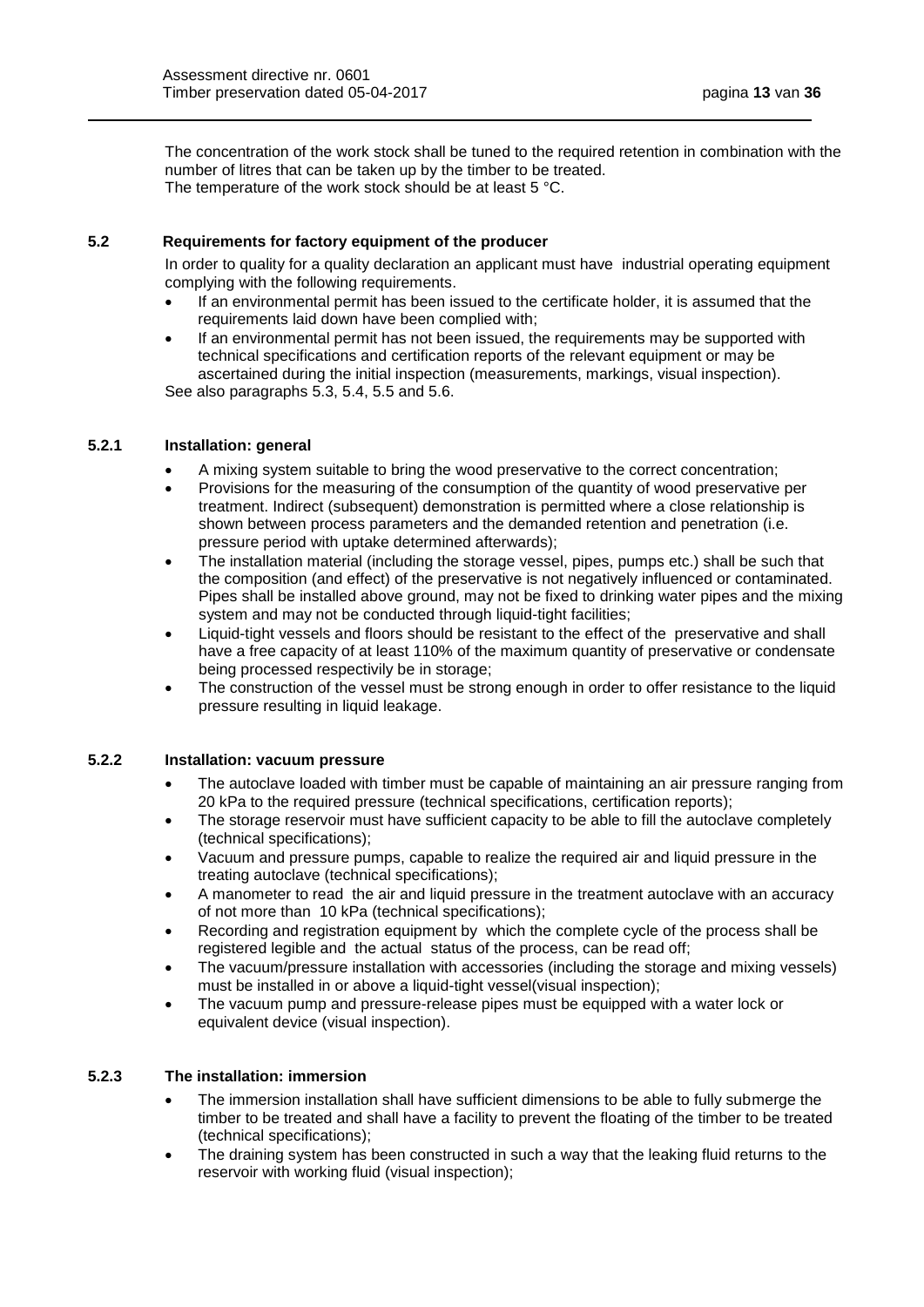The concentration of the work stock shall be tuned to the required retention in combination with the number of litres that can be taken up by the timber to be treated.
The temperature of the work stock should be at least 5 °C.

### 5.2 Requirements for factory equipment of the producer

In order to quality for a quality declaration an applicant must have industrial operating equipment complying with the following requirements.

- If an environmental permit has been issued to the certificate holder, it is assumed that the requirements laid down have been complied with;
- If an environmental permit has not been issued, the requirements may be supported with technical specifications and certification reports of the relevant equipment or may be ascertained during the initial inspection (measurements, markings, visual inspection).

See also paragraphs 5.3, 5.4, 5.5 and 5.6.

#### 5.2.1 Installation: general

- A mixing system suitable to bring the wood preservative to the correct concentration;
- Provisions for the measuring of the consumption of the quantity of wood preservative per treatment. Indirect (subsequent) demonstration is permitted where a close relationship is shown between process parameters and the demanded retention and penetration (i.e. pressure period with uptake determined afterwards);
- The installation material (including the storage vessel, pipes, pumps etc.) shall be such that the composition (and effect) of the preservative is not negatively influenced or contaminated. Pipes shall be installed above ground, may not be fixed to drinking water pipes and the mixing system and may not be conducted through liquid-tight facilities;
- Liquid-tight vessels and floors should be resistant to the effect of the preservative and shall have a free capacity of at least 110% of the maximum quantity of preservative or condensate being processed respectivily be in storage;
- The construction of the vessel must be strong enough in order to offer resistance to the liquid pressure resulting in liquid leakage.

#### 5.2.2 Installation: vacuum pressure

- The autoclave loaded with timber must be capable of maintaining an air pressure ranging from 20 kPa to the required pressure (technical specifications, certification reports);
- The storage reservoir must have sufficient capacity to be able to fill the autoclave completely (technical specifications);
- Vacuum and pressure pumps, capable to realize the required air and liquid pressure in the treating autoclave (technical specifications);
- A manometer to read the air and liquid pressure in the treatment autoclave with an accuracy of not more than 10 kPa (technical specifications);
- Recording and registration equipment by which the complete cycle of the process shall be registered legible and the actual status of the process, can be read off;
- The vacuum/pressure installation with accessories (including the storage and mixing vessels) must be installed in or above a liquid-tight vessel(visual inspection);
- The vacuum pump and pressure-release pipes must be equipped with a water lock or equivalent device (visual inspection).

#### 5.2.3 The installation: immersion

- The immersion installation shall have sufficient dimensions to be able to fully submerge the timber to be treated and shall have a facility to prevent the floating of the timber to be treated (technical specifications);
- The draining system has been constructed in such a way that the leaking fluid returns to the reservoir with working fluid (visual inspection);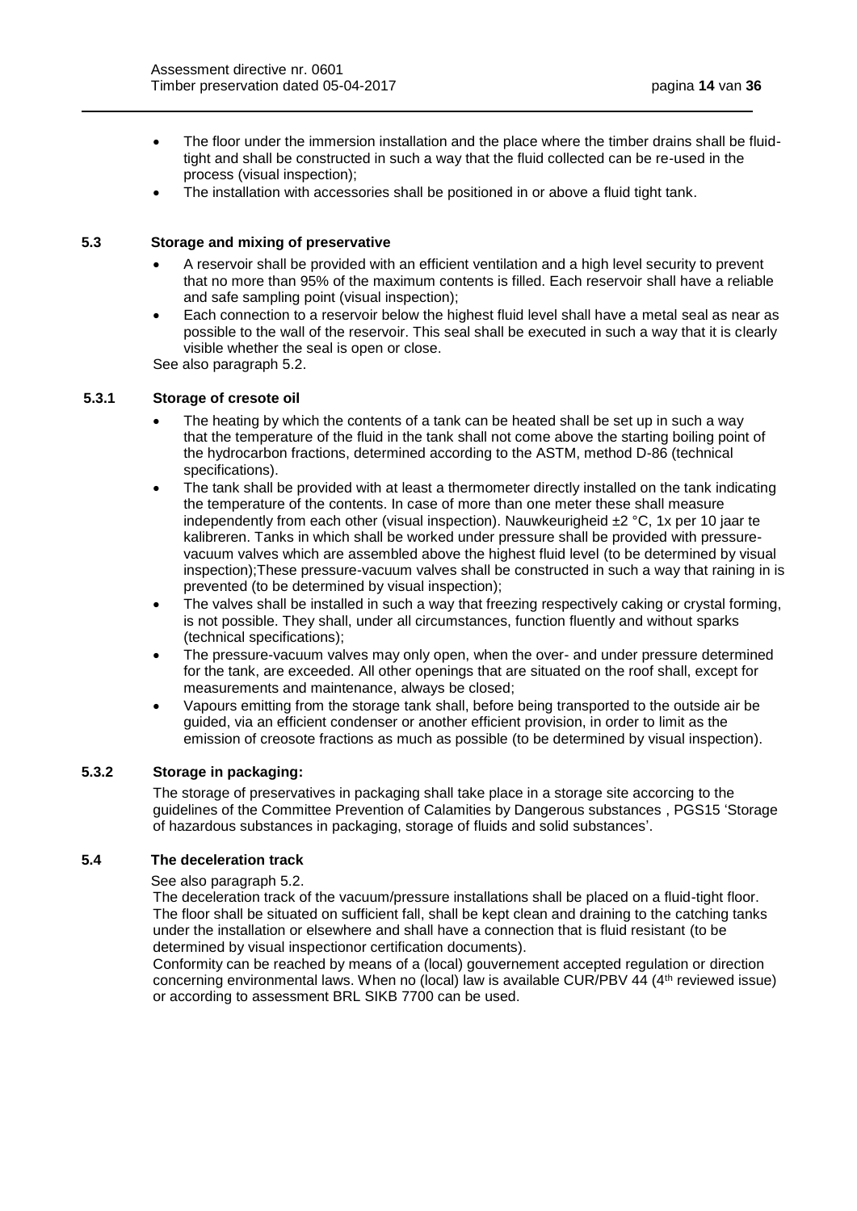- The floor under the immersion installation and the place where the timber drains shall be fluid-tight and shall be constructed in such a way that the fluid collected can be re-used in the process (visual inspection);
- The installation with accessories shall be positioned in or above a fluid tight tank.

## 5.3 Storage and mixing of preservative

- A reservoir shall be provided with an efficient ventilation and a high level security to prevent that no more than 95% of the maximum contents is filled. Each reservoir shall have a reliable and safe sampling point (visual inspection);
- Each connection to a reservoir below the highest fluid level shall have a metal seal as near as possible to the wall of the reservoir. This seal shall be executed in such a way that it is clearly visible whether the seal is open or close.

See also paragraph 5.2.

### 5.3.1 Storage of cresote oil

- The heating by which the contents of a tank can be heated shall be set up in such a way that the temperature of the fluid in the tank shall not come above the starting boiling point of the hydrocarbon fractions, determined according to the ASTM, method D-86 (technical specifications).
- The tank shall be provided with at least a thermometer directly installed on the tank indicating the temperature of the contents. In case of more than one meter these shall measure independently from each other (visual inspection). Nauwkeurigheid ±2 °C, 1x per 10 jaar te kalibreren. Tanks in which shall be worked under pressure shall be provided with pressure-vacuum valves which are assembled above the highest fluid level (to be determined by visual inspection);These pressure-vacuum valves shall be constructed in such a way that raining in is prevented (to be determined by visual inspection);
- The valves shall be installed in such a way that freezing respectively caking or crystal forming, is not possible. They shall, under all circumstances, function fluently and without sparks (technical specifications);
- The pressure-vacuum valves may only open, when the over- and under pressure determined for the tank, are exceeded. All other openings that are situated on the roof shall, except for measurements and maintenance, always be closed;
- Vapours emitting from the storage tank shall, before being transported to the outside air be guided, via an efficient condenser or another efficient provision, in order to limit as the emission of creosote fractions as much as possible (to be determined by visual inspection).

### 5.3.2 Storage in packaging:

The storage of preservatives in packaging shall take place in a storage site accorcing to the guidelines of the Committee Prevention of Calamities by Dangerous substances , PGS15 'Storage of hazardous substances in packaging, storage of fluids and solid substances'.

## 5.4 The deceleration track

See also paragraph 5.2.

The deceleration track of the vacuum/pressure installations shall be placed on a fluid-tight floor. The floor shall be situated on sufficient fall, shall be kept clean and draining to the catching tanks under the installation or elsewhere and shall have a connection that is fluid resistant (to be determined by visual inspectionor certification documents).

Conformity can be reached by means of a (local) gouvernement accepted regulation or direction concerning environmental laws. When no (local) law is available CUR/PBV 44 (4th reviewed issue) or according to assessment BRL SIKB 7700 can be used.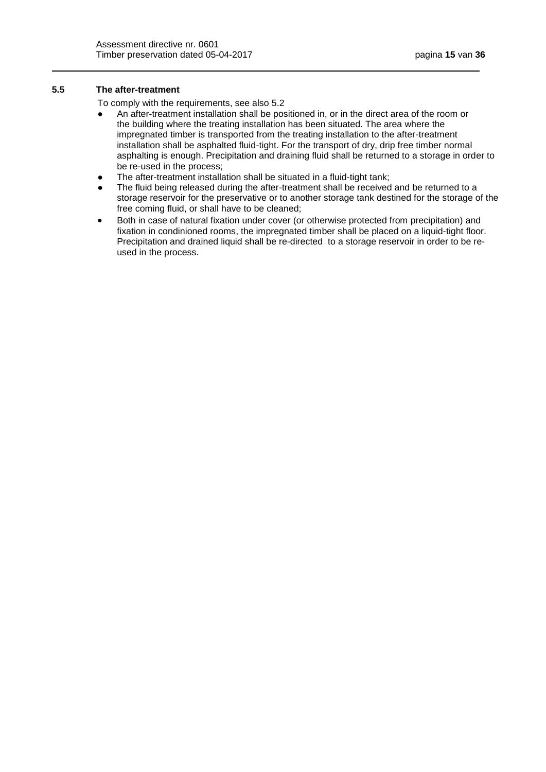## 5.5 The after-treatment

To comply with the requirements, see also 5.2

- An after-treatment installation shall be positioned in, or in the direct area of the room or the building where the treating installation has been situated. The area where the impregnated timber is transported from the treating installation to the after-treatment installation shall be asphalted fluid-tight. For the transport of dry, drip free timber normal asphalting is enough. Precipitation and draining fluid shall be returned to a storage in order to be re-used in the process;
- The after-treatment installation shall be situated in a fluid-tight tank;
- The fluid being released during the after-treatment shall be received and be returned to a storage reservoir for the preservative or to another storage tank destined for the storage of the free coming fluid, or shall have to be cleaned;
- Both in case of natural fixation under cover (or otherwise protected from precipitation) and fixation in condinioned rooms, the impregnated timber shall be placed on a liquid-tight floor. Precipitation and drained liquid shall be re-directed to a storage reservoir in order to be re-used in the process.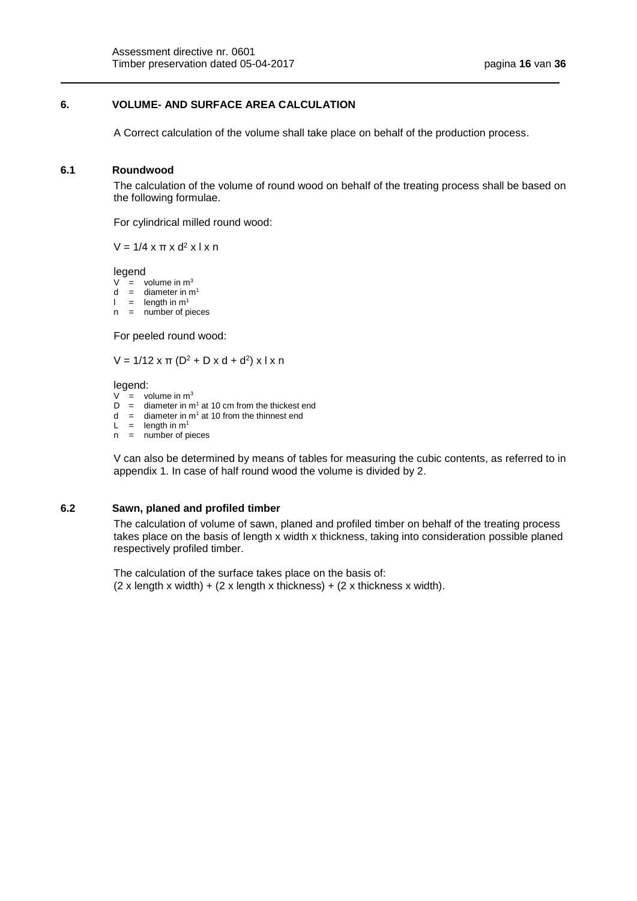## 6. VOLUME- AND SURFACE AREA CALCULATION

A Correct calculation of the volume shall take place on behalf of the production process.

### 6.1 Roundwood

The calculation of the volume of round wood on behalf of the treating process shall be based on the following formulae.

For cylindrical milled round wood:

$$V = 1/4 \times \pi \times d^2 \times l \times n$$

legend

- V = volume in $m^3$
- d = diameter in $m^1$
- l = length in $m^1$
- n = number of pieces

For peeled round wood:

$$V = 1/12 \times \pi \, (D^2 + D \times d + d^2) \times l \times n$$

legend:

- V = volume in $m^3$
- D = diameter in $m^1$ at 10 cm from the thickest end
- d = diameter in $m^1$ at 10 from the thinnest end
- L = length in $m^1$
- n = number of pieces

V can also be determined by means of tables for measuring the cubic contents, as referred to in appendix 1. In case of half round wood the volume is divided by 2.

### 6.2 Sawn, planed and profiled timber

The calculation of volume of sawn, planed and profiled timber on behalf of the treating process takes place on the basis of length x width x thickness, taking into consideration possible planed respectively profiled timber.

The calculation of the surface takes place on the basis of:
(2 x length x width) + (2 x length x thickness) + (2 x thickness x width).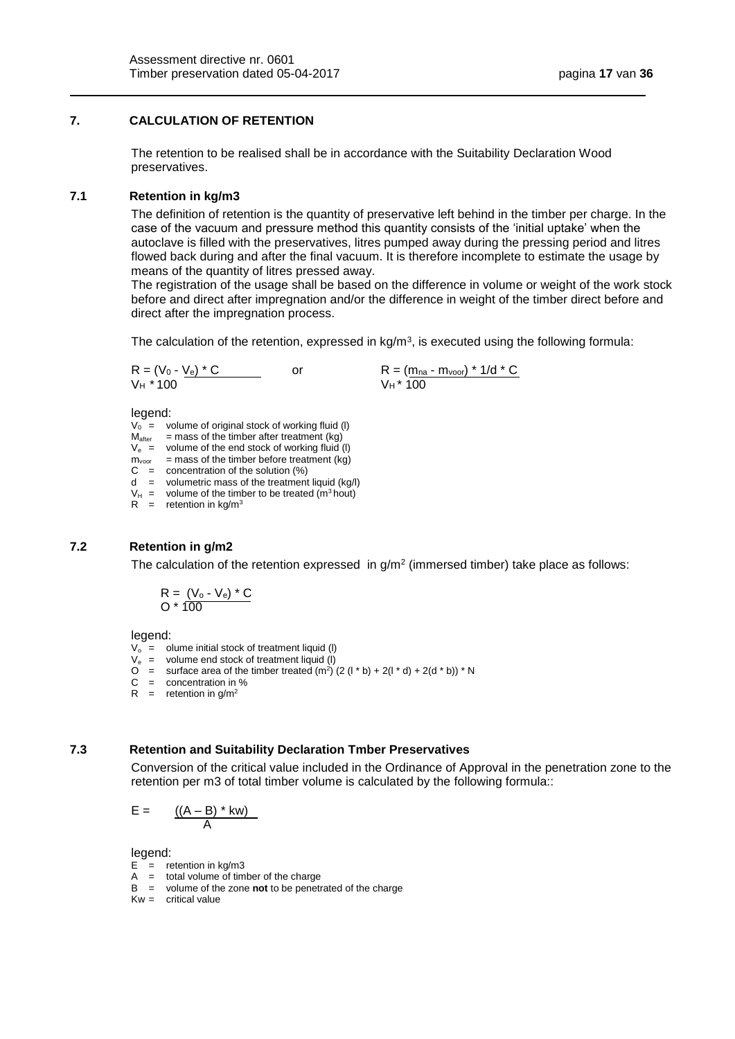## 7. CALCULATION OF RETENTION

The retention to be realised shall be in accordance with the Suitability Declaration Wood preservatives.

### 7.1 Retention in kg/m3

The definition of retention is the quantity of preservative left behind in the timber per charge. In the case of the vacuum and pressure method this quantity consists of the 'initial uptake' when the autoclave is filled with the preservatives, litres pumped away during the pressing period and litres flowed back during and after the final vacuum. It is therefore incomplete to estimate the usage by means of the quantity of litres pressed away.

The registration of the usage shall be based on the difference in volume or weight of the work stock before and direct after impregnation and/or the difference in weight of the timber direct before and direct after the impregnation process.

The calculation of the retention, expressed in kg/m$^3$, is executed using the following formula:

$$R = \frac{(V_0 - V_e) * C}{V_H * 100} \qquad \text{or} \qquad R = \frac{(m_{na} - m_{voor}) * 1/d * C}{V_H * 100}$$

legend:

- $V_0$ = volume of original stock of working fluid (l)
- $M_{after}$ = mass of the timber after treatment (kg)
- $V_e$ = volume of the end stock of working fluid (l)
- $m_{voor}$ = mass of the timber before treatment (kg)
- $C$ = concentration of the solution (%)
- $d$ = volumetric mass of the treatment liquid (kg/l)
- $V_H$ = volume of the timber to be treated (m$^3$ hout)
- $R$ = retention in kg/m$^3$

### 7.2 Retention in g/m2

The calculation of the retention expressed in g/m$^2$ (immersed timber) take place as follows:

$$R = \frac{(V_o - V_e) * C}{O * 100}$$

legend:

- $V_o$ = olume initial stock of treatment liquid (l)
- $V_e$ = volume end stock of treatment liquid (l)
- $O$ = surface area of the timber treated (m$^2$) $(2\,(l * b) + 2(l * d) + 2(d * b)) * N$
- $C$ = concentration in %
- $R$ = retention in g/m$^2$

### 7.3 Retention and Suitability Declaration Tmber Preservatives

Conversion of the critical value included in the Ordinance of Approval in the penetration zone to the retention per m3 of total timber volume is calculated by the following formula::

$$E = \frac{((A - B) * kw)}{A}$$

legend:

- $E$ = retention in kg/m3
- $A$ = total volume of timber of the charge
- $B$ = volume of the zone **not** to be penetrated of the charge
- $Kw$ = critical value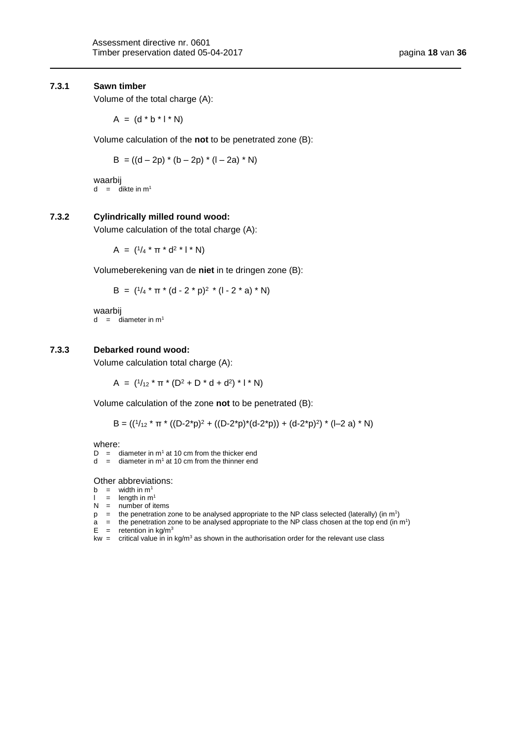### 7.3.1 Sawn timber

Volume of the total charge (A):

$$A = (d * b * l * N)$$

Volume calculation of the **not** to be penetrated zone (B):

$$B = ((d – 2p) * (b – 2p) * (l – 2a) * N)$$

waarbij
d = dikte in $m^1$

### 7.3.2 Cylindrically milled round wood:

Volume calculation of the total charge (A):

$$A = (^1/_4 * \pi * d^2 * l * N)$$

Volumeberekening van de **niet** in te dringen zone (B):

$$B = (^1/_4 * \pi * (d - 2 * p)^2 * (l - 2 * a) * N)$$

waarbij
d = diameter in $m^1$

### 7.3.3 Debarked round wood:

Volume calculation total charge (A):

$$A = (^1/_{12} * \pi * (D^2 + D * d + d^2) * l * N)$$

Volume calculation of the zone **not** to be penetrated (B):

$$B = ((^1/_{12} * \pi * ((D-2*p)^2 + ((D-2*p)*(d-2*p)) + (d-2*p)^2) * (l–2 a) * N)$$

where:
D = diameter in $m^1$ at 10 cm from the thicker end
d = diameter in $m^1$ at 10 cm from the thinner end

Other abbreviations:
b = width in $m^1$
l = length in $m^1$
N = number of items
p = the penetration zone to be analysed appropriate to the NP class selected (laterally) (in $m^1$)
a = the penetration zone to be analysed appropriate to the NP class chosen at the top end (in $m^1$)
E = retention in $kg/m^3$
kw = critical value in in $kg/m^3$ as shown in the authorisation order for the relevant use class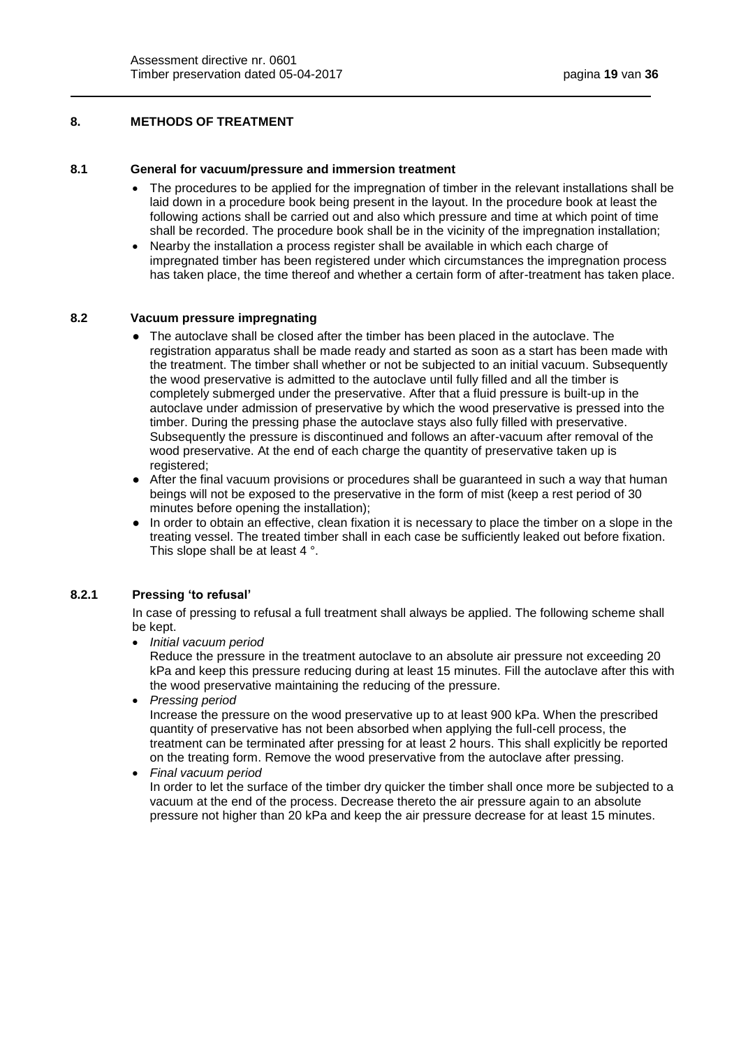## 8. METHODS OF TREATMENT

### 8.1 General for vacuum/pressure and immersion treatment

- The procedures to be applied for the impregnation of timber in the relevant installations shall be laid down in a procedure book being present in the layout. In the procedure book at least the following actions shall be carried out and also which pressure and time at which point of time shall be recorded. The procedure book shall be in the vicinity of the impregnation installation;
- Nearby the installation a process register shall be available in which each charge of impregnated timber has been registered under which circumstances the impregnation process has taken place, the time thereof and whether a certain form of after-treatment has taken place.

### 8.2 Vacuum pressure impregnating

- The autoclave shall be closed after the timber has been placed in the autoclave. The registration apparatus shall be made ready and started as soon as a start has been made with the treatment. The timber shall whether or not be subjected to an initial vacuum. Subsequently the wood preservative is admitted to the autoclave until fully filled and all the timber is completely submerged under the preservative. After that a fluid pressure is built-up in the autoclave under admission of preservative by which the wood preservative is pressed into the timber. During the pressing phase the autoclave stays also fully filled with preservative. Subsequently the pressure is discontinued and follows an after-vacuum after removal of the wood preservative. At the end of each charge the quantity of preservative taken up is registered;
- After the final vacuum provisions or procedures shall be guaranteed in such a way that human beings will not be exposed to the preservative in the form of mist (keep a rest period of 30 minutes before opening the installation);
- In order to obtain an effective, clean fixation it is necessary to place the timber on a slope in the treating vessel. The treated timber shall in each case be sufficiently leaked out before fixation. This slope shall be at least 4 °.

#### 8.2.1 Pressing 'to refusal'

In case of pressing to refusal a full treatment shall always be applied. The following scheme shall be kept.

- *Initial vacuum period*
  Reduce the pressure in the treatment autoclave to an absolute air pressure not exceeding 20 kPa and keep this pressure reducing during at least 15 minutes. Fill the autoclave after this with the wood preservative maintaining the reducing of the pressure.
- *Pressing period*
  Increase the pressure on the wood preservative up to at least 900 kPa. When the prescribed quantity of preservative has not been absorbed when applying the full-cell process, the treatment can be terminated after pressing for at least 2 hours. This shall explicitly be reported on the treating form. Remove the wood preservative from the autoclave after pressing.
- *Final vacuum period*
  In order to let the surface of the timber dry quicker the timber shall once more be subjected to a vacuum at the end of the process. Decrease thereto the air pressure again to an absolute pressure not higher than 20 kPa and keep the air pressure decrease for at least 15 minutes.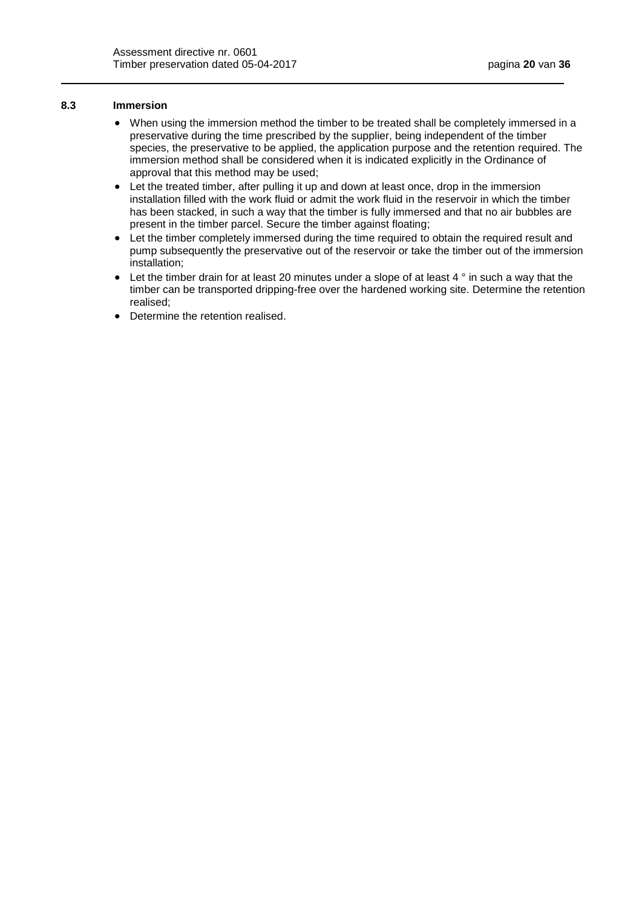### 8.3 Immersion

- When using the immersion method the timber to be treated shall be completely immersed in a preservative during the time prescribed by the supplier, being independent of the timber species, the preservative to be applied, the application purpose and the retention required. The immersion method shall be considered when it is indicated explicitly in the Ordinance of approval that this method may be used;
- Let the treated timber, after pulling it up and down at least once, drop in the immersion installation filled with the work fluid or admit the work fluid in the reservoir in which the timber has been stacked, in such a way that the timber is fully immersed and that no air bubbles are present in the timber parcel. Secure the timber against floating;
- Let the timber completely immersed during the time required to obtain the required result and pump subsequently the preservative out of the reservoir or take the timber out of the immersion installation;
- Let the timber drain for at least 20 minutes under a slope of at least 4 ° in such a way that the timber can be transported dripping-free over the hardened working site. Determine the retention realised;
- Determine the retention realised.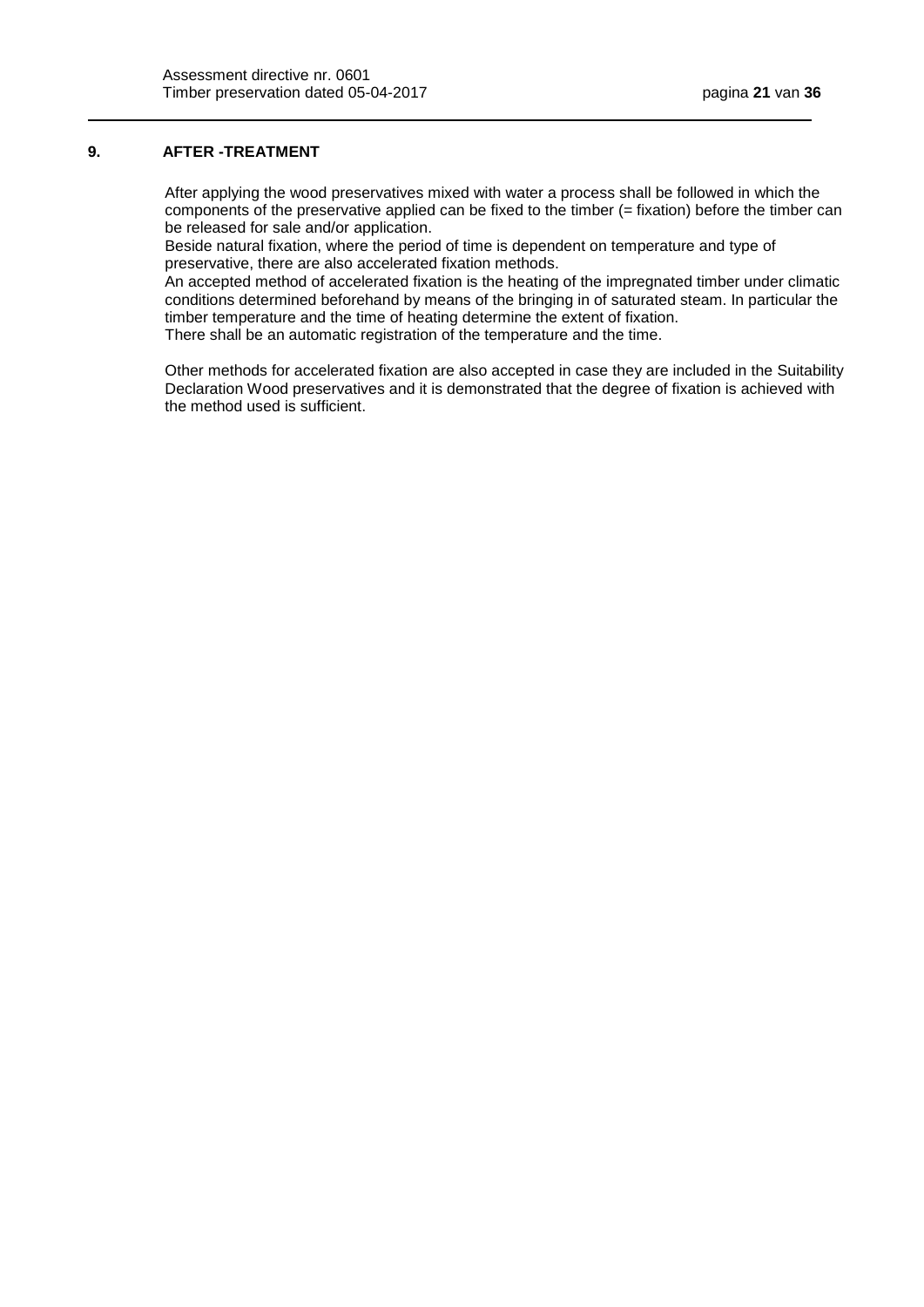## 9. AFTER -TREATMENT

After applying the wood preservatives mixed with water a process shall be followed in which the components of the preservative applied can be fixed to the timber (= fixation) before the timber can be released for sale and/or application.
Beside natural fixation, where the period of time is dependent on temperature and type of preservative, there are also accelerated fixation methods.
An accepted method of accelerated fixation is the heating of the impregnated timber under climatic conditions determined beforehand by means of the bringing in of saturated steam. In particular the timber temperature and the time of heating determine the extent of fixation.
There shall be an automatic registration of the temperature and the time.

Other methods for accelerated fixation are also accepted in case they are included in the Suitability Declaration Wood preservatives and it is demonstrated that the degree of fixation is achieved with the method used is sufficient.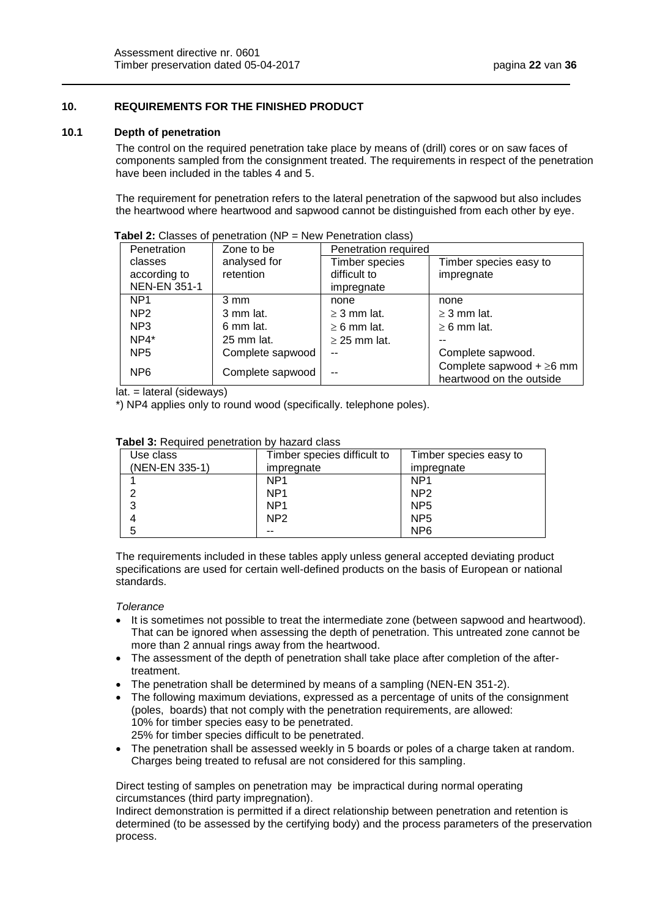## 10. REQUIREMENTS FOR THE FINISHED PRODUCT

### 10.1 Depth of penetration

The control on the required penetration take place by means of (drill) cores or on saw faces of components sampled from the consignment treated. The requirements in respect of the penetration have been included in the tables 4 and 5.

The requirement for penetration refers to the lateral penetration of the sapwood but also includes the heartwood where heartwood and sapwood cannot be distinguished from each other by eye.

**Tabel 2:** Classes of penetration (NP = New Penetration class)

| Penetration classes according to NEN-EN 351-1 | Zone to be analysed for retention | Penetration required | |
|---|---|---|---|
| | | Timber species difficult to impregnate | Timber species easy to impregnate |
| NP1 | 3 mm | none | none |
| NP2 | 3 mm lat. | ≥ 3 mm lat. | ≥ 3 mm lat. |
| NP3 | 6 mm lat. | ≥ 6 mm lat. | ≥ 6 mm lat. |
| NP4* | 25 mm lat. | ≥ 25 mm lat. | -- |
| NP5 | Complete sapwood | -- | Complete sapwood. |
| NP6 | Complete sapwood | -- | Complete sapwood + ≥6 mm heartwood on the outside |

lat. = lateral (sideways)

*) NP4 applies only to round wood (specifically. telephone poles).

**Tabel 3:** Required penetration by hazard class

| Use class (NEN-EN 335-1) | Timber species difficult to impregnate | Timber species easy to impregnate |
|---|---|---|
| 1 | NP1 | NP1 |
| 2 | NP1 | NP2 |
| 3 | NP1 | NP5 |
| 4 | NP2 | NP5 |
| 5 | -- | NP6 |

The requirements included in these tables apply unless general accepted deviating product specifications are used for certain well-defined products on the basis of European or national standards.

*Tolerance*

- It is sometimes not possible to treat the intermediate zone (between sapwood and heartwood). That can be ignored when assessing the depth of penetration. This untreated zone cannot be more than 2 annual rings away from the heartwood.
- The assessment of the depth of penetration shall take place after completion of the after-treatment.
- The penetration shall be determined by means of a sampling (NEN-EN 351-2).
- The following maximum deviations, expressed as a percentage of units of the consignment (poles, boards) that not comply with the penetration requirements, are allowed:
  10% for timber species easy to be penetrated.
  25% for timber species difficult to be penetrated.
- The penetration shall be assessed weekly in 5 boards or poles of a charge taken at random. Charges being treated to refusal are not considered for this sampling.

Direct testing of samples on penetration may be impractical during normal operating circumstances (third party impregnation).
Indirect demonstration is permitted if a direct relationship between penetration and retention is determined (to be assessed by the certifying body) and the process parameters of the preservation process.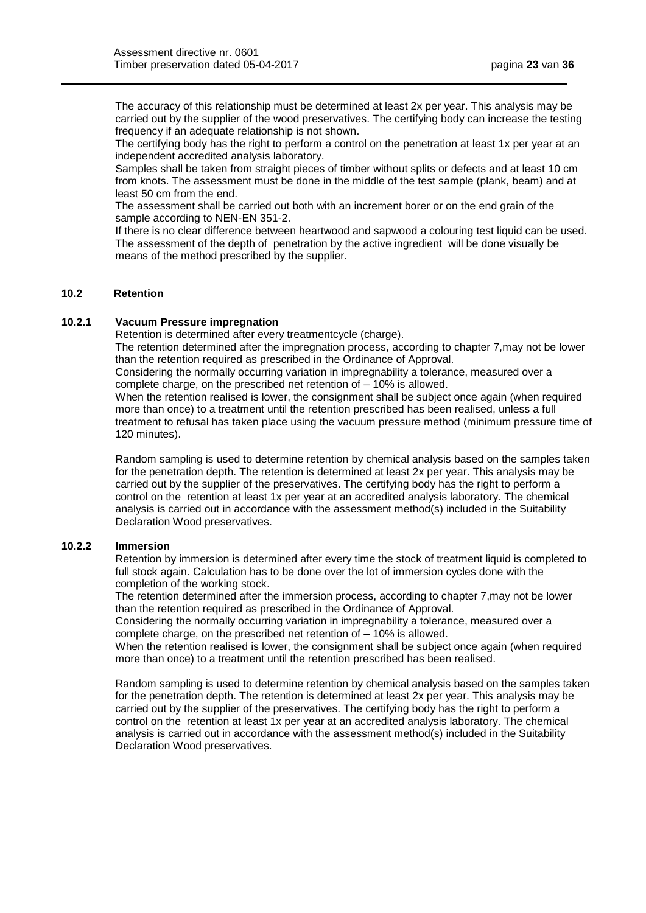The accuracy of this relationship must be determined at least 2x per year. This analysis may be carried out by the supplier of the wood preservatives. The certifying body can increase the testing frequency if an adequate relationship is not shown.
The certifying body has the right to perform a control on the penetration at least 1x per year at an independent accredited analysis laboratory.
Samples shall be taken from straight pieces of timber without splits or defects and at least 10 cm from knots. The assessment must be done in the middle of the test sample (plank, beam) and at least 50 cm from the end.
The assessment shall be carried out both with an increment borer or on the end grain of the sample according to NEN-EN 351-2.
If there is no clear difference between heartwood and sapwood a colouring test liquid can be used. The assessment of the depth of penetration by the active ingredient will be done visually be means of the method prescribed by the supplier.

### 10.2 Retention

#### 10.2.1 Vacuum Pressure impregnation

Retention is determined after every treatmentcycle (charge).
The retention determined after the impregnation process, according to chapter 7,may not be lower than the retention required as prescribed in the Ordinance of Approval.
Considering the normally occurring variation in impregnability a tolerance, measured over a complete charge, on the prescribed net retention of – 10% is allowed.
When the retention realised is lower, the consignment shall be subject once again (when required more than once) to a treatment until the retention prescribed has been realised, unless a full treatment to refusal has taken place using the vacuum pressure method (minimum pressure time of 120 minutes).

Random sampling is used to determine retention by chemical analysis based on the samples taken for the penetration depth. The retention is determined at least 2x per year. This analysis may be carried out by the supplier of the preservatives. The certifying body has the right to perform a control on the retention at least 1x per year at an accredited analysis laboratory. The chemical analysis is carried out in accordance with the assessment method(s) included in the Suitability Declaration Wood preservatives.

#### 10.2.2 Immersion

Retention by immersion is determined after every time the stock of treatment liquid is completed to full stock again. Calculation has to be done over the lot of immersion cycles done with the completion of the working stock.
The retention determined after the immersion process, according to chapter 7,may not be lower than the retention required as prescribed in the Ordinance of Approval.
Considering the normally occurring variation in impregnability a tolerance, measured over a complete charge, on the prescribed net retention of – 10% is allowed.
When the retention realised is lower, the consignment shall be subject once again (when required more than once) to a treatment until the retention prescribed has been realised.

Random sampling is used to determine retention by chemical analysis based on the samples taken for the penetration depth. The retention is determined at least 2x per year. This analysis may be carried out by the supplier of the preservatives. The certifying body has the right to perform a control on the retention at least 1x per year at an accredited analysis laboratory. The chemical analysis is carried out in accordance with the assessment method(s) included in the Suitability Declaration Wood preservatives.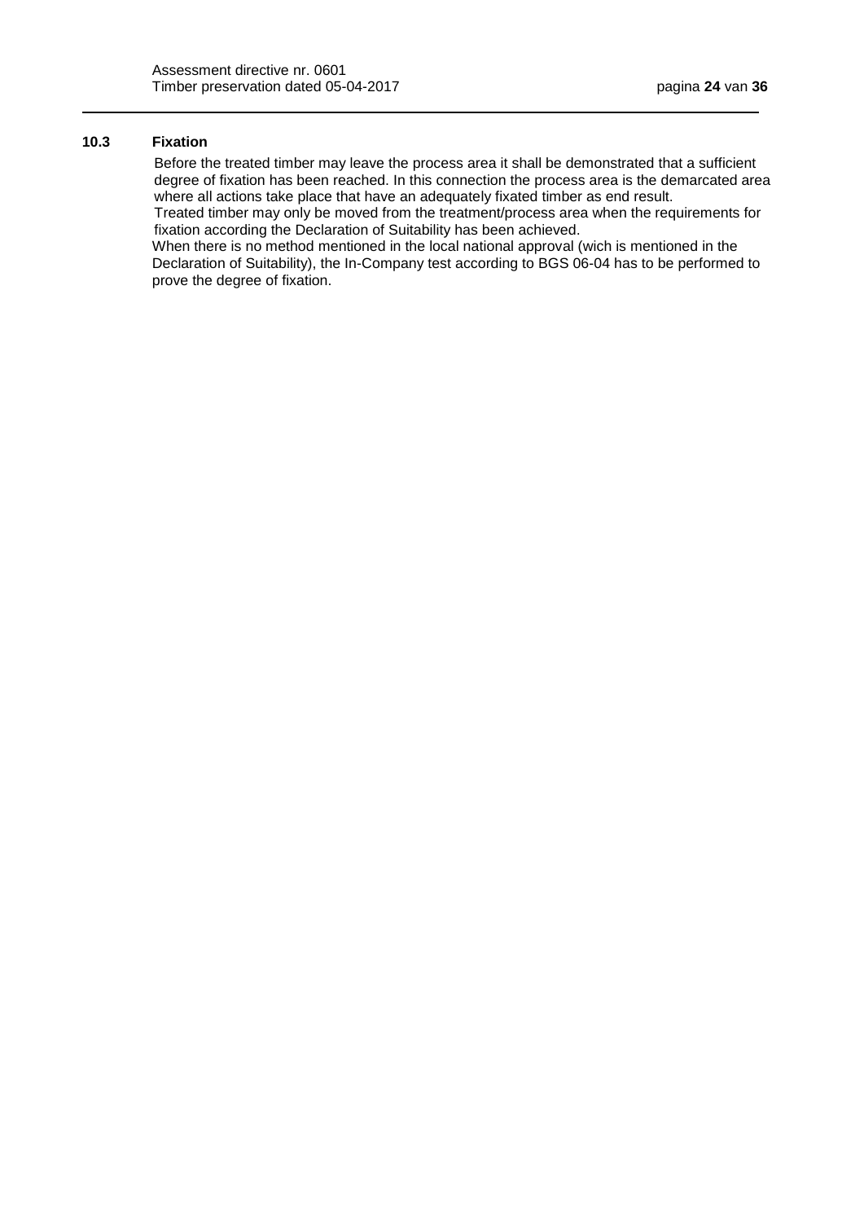### 10.3 Fixation

Before the treated timber may leave the process area it shall be demonstrated that a sufficient degree of fixation has been reached. In this connection the process area is the demarcated area where all actions take place that have an adequately fixated timber as end result.
Treated timber may only be moved from the treatment/process area when the requirements for fixation according the Declaration of Suitability has been achieved.
When there is no method mentioned in the local national approval (wich is mentioned in the Declaration of Suitability), the In-Company test according to BGS 06-04 has to be performed to prove the degree of fixation.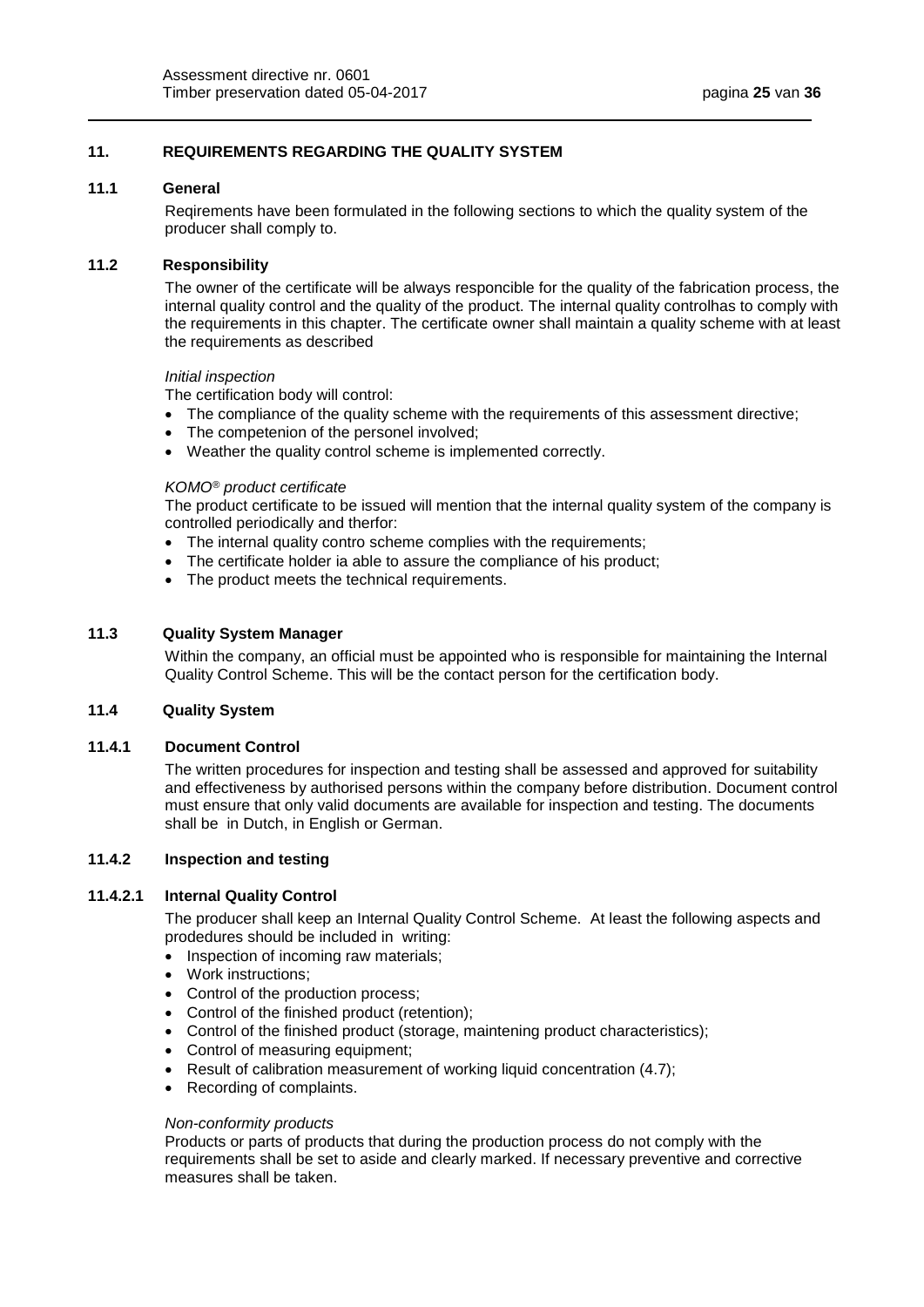## 11. REQUIREMENTS REGARDING THE QUALITY SYSTEM

### 11.1 General

Reqirements have been formulated in the following sections to which the quality system of the producer shall comply to.

### 11.2 Responsibility

The owner of the certificate will be always responcible for the quality of the fabrication process, the internal quality control and the quality of the product. The internal quality controlhas to comply with the requirements in this chapter. The certificate owner shall maintain a quality scheme with at least the requirements as described

*Initial inspection*

The certification body will control:

- The compliance of the quality scheme with the requirements of this assessment directive;
- The competenion of the personel involved;
- Weather the quality control scheme is implemented correctly.

*KOMO® product certificate*

The product certificate to be issued will mention that the internal quality system of the company is controlled periodically and therfor:

- The internal quality contro scheme complies with the requirements;
- The certificate holder ia able to assure the compliance of his product;
- The product meets the technical requirements.

### 11.3 Quality System Manager

Within the company, an official must be appointed who is responsible for maintaining the Internal Quality Control Scheme. This will be the contact person for the certification body.

### 11.4 Quality System

#### 11.4.1 Document Control

The written procedures for inspection and testing shall be assessed and approved for suitability and effectiveness by authorised persons within the company before distribution. Document control must ensure that only valid documents are available for inspection and testing. The documents shall be in Dutch, in English or German.

#### 11.4.2 Inspection and testing

##### 11.4.2.1 Internal Quality Control

The producer shall keep an Internal Quality Control Scheme. At least the following aspects and prodedures should be included in writing:

- Inspection of incoming raw materials;
- Work instructions;
- Control of the production process;
- Control of the finished product (retention);
- Control of the finished product (storage, maintening product characteristics);
- Control of measuring equipment;
- Result of calibration measurement of working liquid concentration (4.7);
- Recording of complaints.

*Non-conformity products*

Products or parts of products that during the production process do not comply with the requirements shall be set to aside and clearly marked. If necessary preventive and corrective measures shall be taken.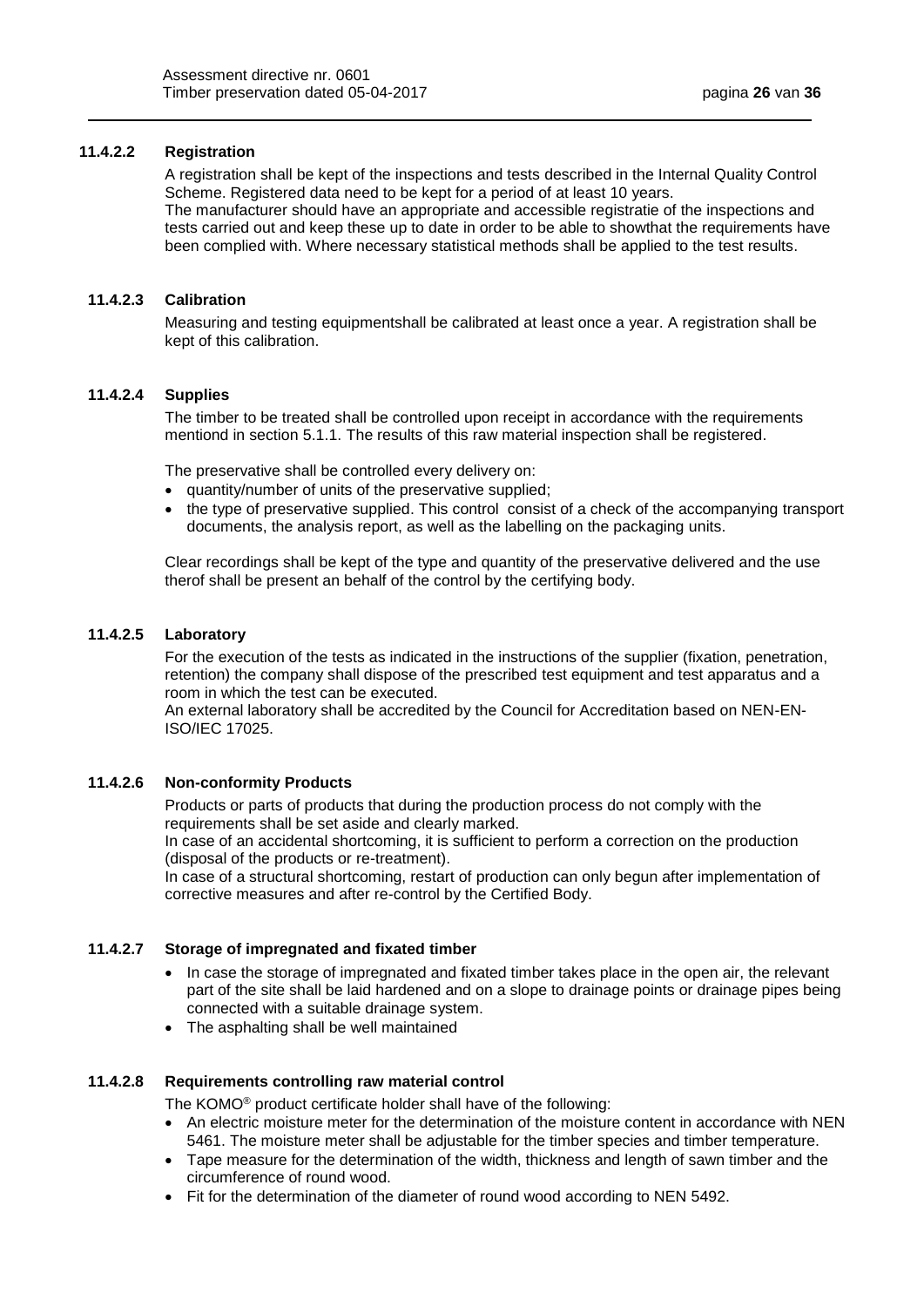#### 11.4.2.2 Registration

A registration shall be kept of the inspections and tests described in the Internal Quality Control Scheme. Registered data need to be kept for a period of at least 10 years.
The manufacturer should have an appropriate and accessible registratie of the inspections and tests carried out and keep these up to date in order to be able to showthat the requirements have been complied with. Where necessary statistical methods shall be applied to the test results.

#### 11.4.2.3 Calibration

Measuring and testing equipmentshall be calibrated at least once a year. A registration shall be kept of this calibration.

#### 11.4.2.4 Supplies

The timber to be treated shall be controlled upon receipt in accordance with the requirements mentiond in section 5.1.1. The results of this raw material inspection shall be registered.

The preservative shall be controlled every delivery on:

- quantity/number of units of the preservative supplied;
- the type of preservative supplied. This control consist of a check of the accompanying transport documents, the analysis report, as well as the labelling on the packaging units.

Clear recordings shall be kept of the type and quantity of the preservative delivered and the use therof shall be present an behalf of the control by the certifying body.

#### 11.4.2.5 Laboratory

For the execution of the tests as indicated in the instructions of the supplier (fixation, penetration, retention) the company shall dispose of the prescribed test equipment and test apparatus and a room in which the test can be executed.
An external laboratory shall be accredited by the Council for Accreditation based on NEN-EN-ISO/IEC 17025.

#### 11.4.2.6 Non-conformity Products

Products or parts of products that during the production process do not comply with the requirements shall be set aside and clearly marked.
In case of an accidental shortcoming, it is sufficient to perform a correction on the production (disposal of the products or re-treatment).
In case of a structural shortcoming, restart of production can only begun after implementation of corrective measures and after re-control by the Certified Body.

#### 11.4.2.7 Storage of impregnated and fixated timber

- In case the storage of impregnated and fixated timber takes place in the open air, the relevant part of the site shall be laid hardened and on a slope to drainage points or drainage pipes being connected with a suitable drainage system.
- The asphalting shall be well maintained

#### 11.4.2.8 Requirements controlling raw material control

The KOMO® product certificate holder shall have of the following:

- An electric moisture meter for the determination of the moisture content in accordance with NEN 5461. The moisture meter shall be adjustable for the timber species and timber temperature.
- Tape measure for the determination of the width, thickness and length of sawn timber and the circumference of round wood.
- Fit for the determination of the diameter of round wood according to NEN 5492.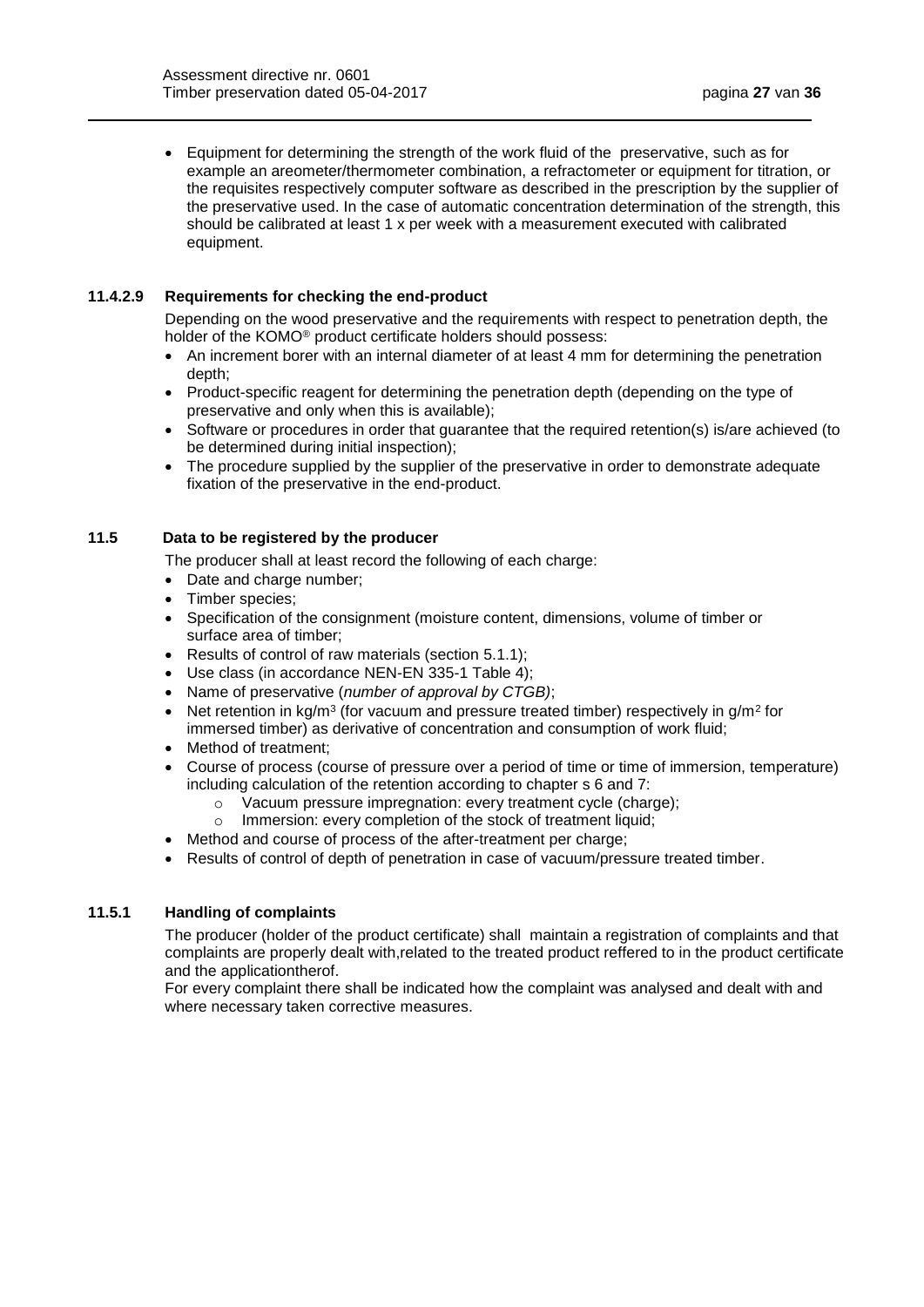- Equipment for determining the strength of the work fluid of the preservative, such as for example an areometer/thermometer combination, a refractometer or equipment for titration, or the requisites respectively computer software as described in the prescription by the supplier of the preservative used. In the case of automatic concentration determination of the strength, this should be calibrated at least 1 x per week with a measurement executed with calibrated equipment.

#### 11.4.2.9 Requirements for checking the end-product

Depending on the wood preservative and the requirements with respect to penetration depth, the holder of the KOMO® product certificate holders should possess:

- An increment borer with an internal diameter of at least 4 mm for determining the penetration depth;
- Product-specific reagent for determining the penetration depth (depending on the type of preservative and only when this is available);
- Software or procedures in order that guarantee that the required retention(s) is/are achieved (to be determined during initial inspection);
- The procedure supplied by the supplier of the preservative in order to demonstrate adequate fixation of the preservative in the end-product.

### 11.5 Data to be registered by the producer

The producer shall at least record the following of each charge:

- Date and charge number;
- Timber species;
- Specification of the consignment (moisture content, dimensions, volume of timber or surface area of timber;
- Results of control of raw materials (section 5.1.1);
- Use class (in accordance NEN-EN 335-1 Table 4);
- Name of preservative (*number of approval by CTGB)*;
- Net retention in kg/m$^3$ (for vacuum and pressure treated timber) respectively in g/m$^2$ for immersed timber) as derivative of concentration and consumption of work fluid;
- Method of treatment;
- Course of process (course of pressure over a period of time or time of immersion, temperature) including calculation of the retention according to chapter s 6 and 7:
  - Vacuum pressure impregnation: every treatment cycle (charge);
  - Immersion: every completion of the stock of treatment liquid;
- Method and course of process of the after-treatment per charge;
- Results of control of depth of penetration in case of vacuum/pressure treated timber.

#### 11.5.1 Handling of complaints

The producer (holder of the product certificate) shall maintain a registration of complaints and that complaints are properly dealt with,related to the treated product reffered to in the product certificate and the applicationtherof.
For every complaint there shall be indicated how the complaint was analysed and dealt with and where necessary taken corrective measures.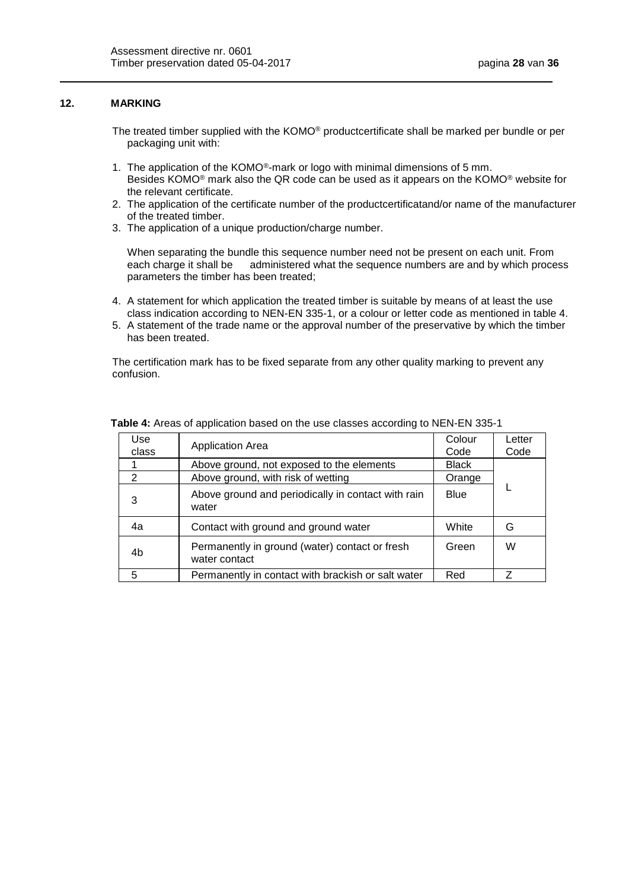## 12. MARKING

The treated timber supplied with the KOMO® productcertificate shall be marked per bundle or per packaging unit with:

1. The application of the KOMO®-mark or logo with minimal dimensions of 5 mm.
   Besides KOMO® mark also the QR code can be used as it appears on the KOMO® website for the relevant certificate.
2. The application of the certificate number of the productcertificatand/or name of the manufacturer of the treated timber.
3. The application of a unique production/charge number.

   When separating the bundle this sequence number need not be present on each unit. From each charge it shall be administered what the sequence numbers are and by which process parameters the timber has been treated;

4. A statement for which application the treated timber is suitable by means of at least the use class indication according to NEN-EN 335-1, or a colour or letter code as mentioned in table 4.
5. A statement of the trade name or the approval number of the preservative by which the timber has been treated.

The certification mark has to be fixed separate from any other quality marking to prevent any confusion.

**Table 4:** Areas of application based on the use classes according to NEN-EN 335-1

| Use class | Application Area | Colour Code | Letter Code |
|---|---|---|---|
| 1 | Above ground, not exposed to the elements | Black | L |
| 2 | Above ground, with risk of wetting | Orange | |
| 3 | Above ground and periodically in contact with rain water | Blue | |
| 4a | Contact with ground and ground water | White | G |
| 4b | Permanently in ground (water) contact or fresh water contact | Green | W |
| 5 | Permanently in contact with brackish or salt water | Red | Z |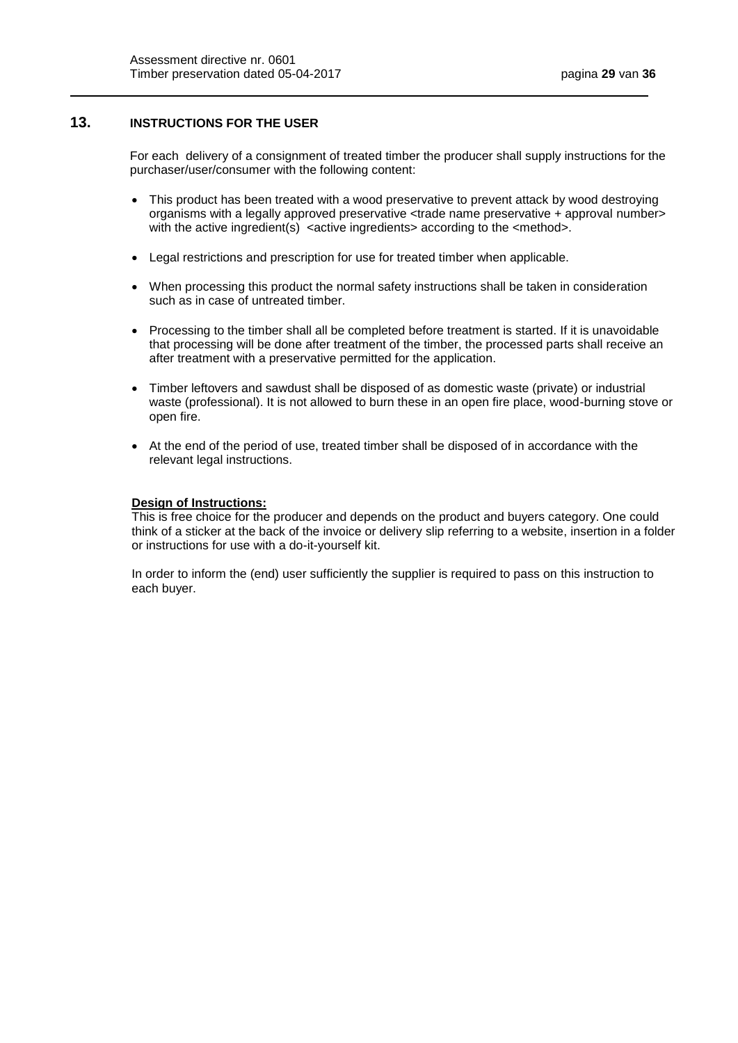## 13. INSTRUCTIONS FOR THE USER

For each delivery of a consignment of treated timber the producer shall supply instructions for the purchaser/user/consumer with the following content:

- This product has been treated with a wood preservative to prevent attack by wood destroying organisms with a legally approved preservative <trade name preservative + approval number> with the active ingredient(s) <active ingredients> according to the <method>.
- Legal restrictions and prescription for use for treated timber when applicable.
- When processing this product the normal safety instructions shall be taken in consideration such as in case of untreated timber.
- Processing to the timber shall all be completed before treatment is started. If it is unavoidable that processing will be done after treatment of the timber, the processed parts shall receive an after treatment with a preservative permitted for the application.
- Timber leftovers and sawdust shall be disposed of as domestic waste (private) or industrial waste (professional). It is not allowed to burn these in an open fire place, wood-burning stove or open fire.
- At the end of the period of use, treated timber shall be disposed of in accordance with the relevant legal instructions.

**Design of Instructions:**
This is free choice for the producer and depends on the product and buyers category. One could think of a sticker at the back of the invoice or delivery slip referring to a website, insertion in a folder or instructions for use with a do-it-yourself kit.

In order to inform the (end) user sufficiently the supplier is required to pass on this instruction to each buyer.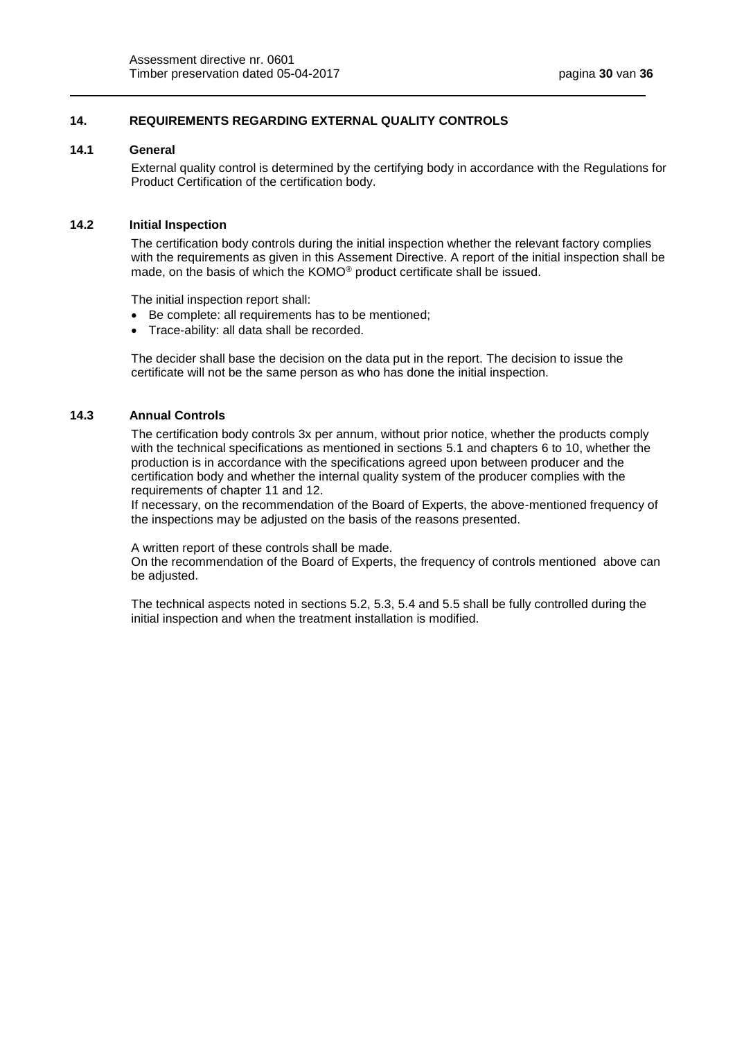## 14. REQUIREMENTS REGARDING EXTERNAL QUALITY CONTROLS

### 14.1 General

External quality control is determined by the certifying body in accordance with the Regulations for Product Certification of the certification body.

### 14.2 Initial Inspection

The certification body controls during the initial inspection whether the relevant factory complies with the requirements as given in this Assement Directive. A report of the initial inspection shall be made, on the basis of which the KOMO® product certificate shall be issued.

The initial inspection report shall:

- Be complete: all requirements has to be mentioned;
- Trace-ability: all data shall be recorded.

The decider shall base the decision on the data put in the report. The decision to issue the certificate will not be the same person as who has done the initial inspection.

### 14.3 Annual Controls

The certification body controls 3x per annum, without prior notice, whether the products comply with the technical specifications as mentioned in sections 5.1 and chapters 6 to 10, whether the production is in accordance with the specifications agreed upon between producer and the certification body and whether the internal quality system of the producer complies with the requirements of chapter 11 and 12.
If necessary, on the recommendation of the Board of Experts, the above-mentioned frequency of the inspections may be adjusted on the basis of the reasons presented.

A written report of these controls shall be made.
On the recommendation of the Board of Experts, the frequency of controls mentioned above can be adjusted.

The technical aspects noted in sections 5.2, 5.3, 5.4 and 5.5 shall be fully controlled during the initial inspection and when the treatment installation is modified.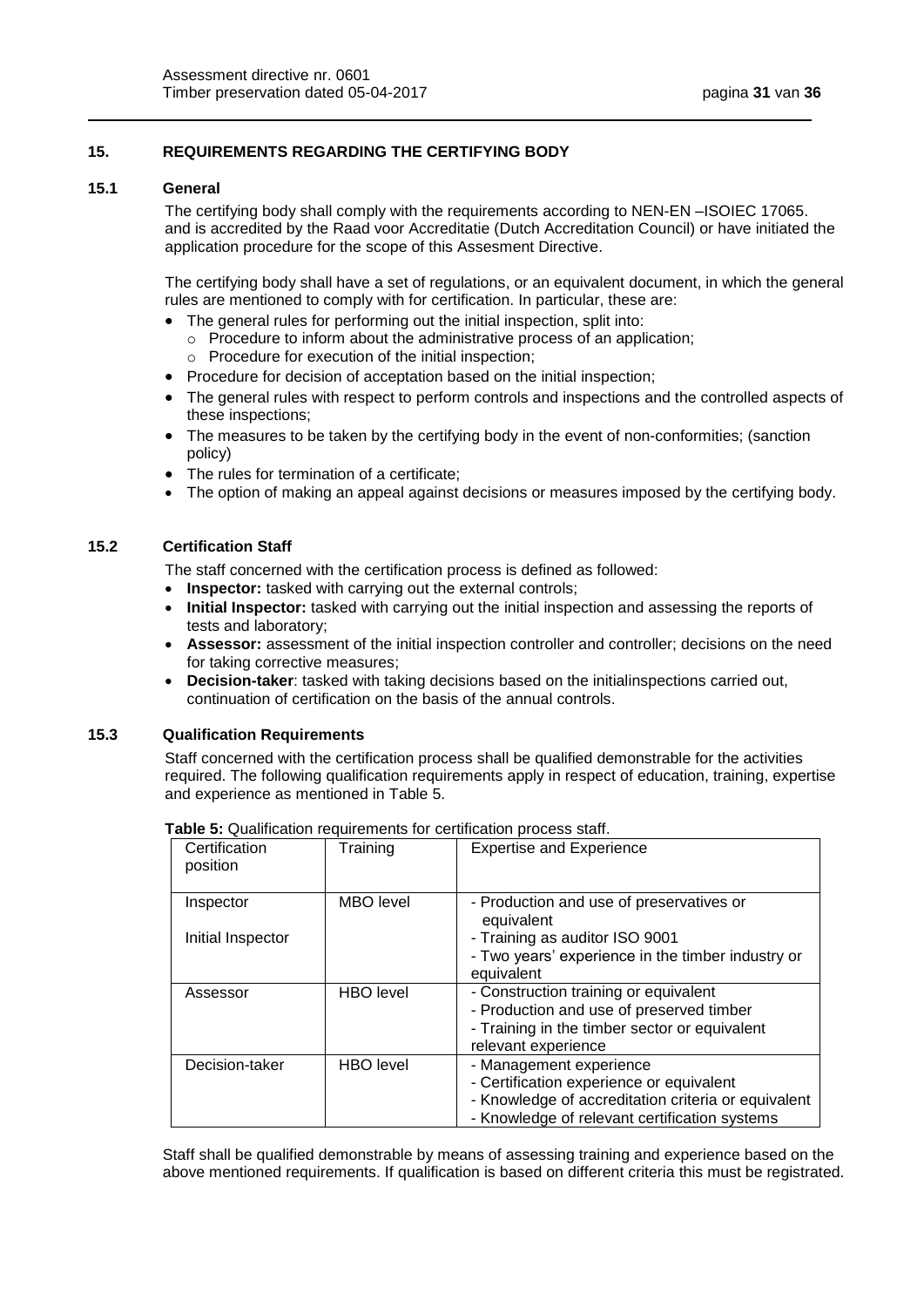## 15. REQUIREMENTS REGARDING THE CERTIFYING BODY

### 15.1 General

The certifying body shall comply with the requirements according to NEN-EN –ISOIEC 17065. and is accredited by the Raad voor Accreditatie (Dutch Accreditation Council) or have initiated the application procedure for the scope of this Assesment Directive.

The certifying body shall have a set of regulations, or an equivalent document, in which the general rules are mentioned to comply with for certification. In particular, these are:

- The general rules for performing out the initial inspection, split into:
  - Procedure to inform about the administrative process of an application;
  - Procedure for execution of the initial inspection;
- Procedure for decision of acceptation based on the initial inspection;
- The general rules with respect to perform controls and inspections and the controlled aspects of these inspections;
- The measures to be taken by the certifying body in the event of non-conformities; (sanction policy)
- The rules for termination of a certificate;
- The option of making an appeal against decisions or measures imposed by the certifying body.

### 15.2 Certification Staff

The staff concerned with the certification process is defined as followed:

- **Inspector:** tasked with carrying out the external controls;
- **Initial Inspector:** tasked with carrying out the initial inspection and assessing the reports of tests and laboratory;
- **Assessor:** assessment of the initial inspection controller and controller; decisions on the need for taking corrective measures;
- **Decision-taker**: tasked with taking decisions based on the initialinspections carried out, continuation of certification on the basis of the annual controls.

### 15.3 Qualification Requirements

Staff concerned with the certification process shall be qualified demonstrable for the activities required. The following qualification requirements apply in respect of education, training, expertise and experience as mentioned in Table 5.

**Table 5:** Qualification requirements for certification process staff.

| Certification position | Training | Expertise and Experience |
|---|---|---|
| Inspector<br><br>Initial Inspector | MBO level | - Production and use of preservatives or equivalent<br>- Training as auditor ISO 9001<br>- Two years' experience in the timber industry or equivalent |
| Assessor | HBO level | - Construction training or equivalent<br>- Production and use of preserved timber<br>- Training in the timber sector or equivalent relevant experience |
| Decision-taker | HBO level | - Management experience<br>- Certification experience or equivalent<br>- Knowledge of accreditation criteria or equivalent<br>- Knowledge of relevant certification systems |

Staff shall be qualified demonstrable by means of assessing training and experience based on the above mentioned requirements. If qualification is based on different criteria this must be registrated.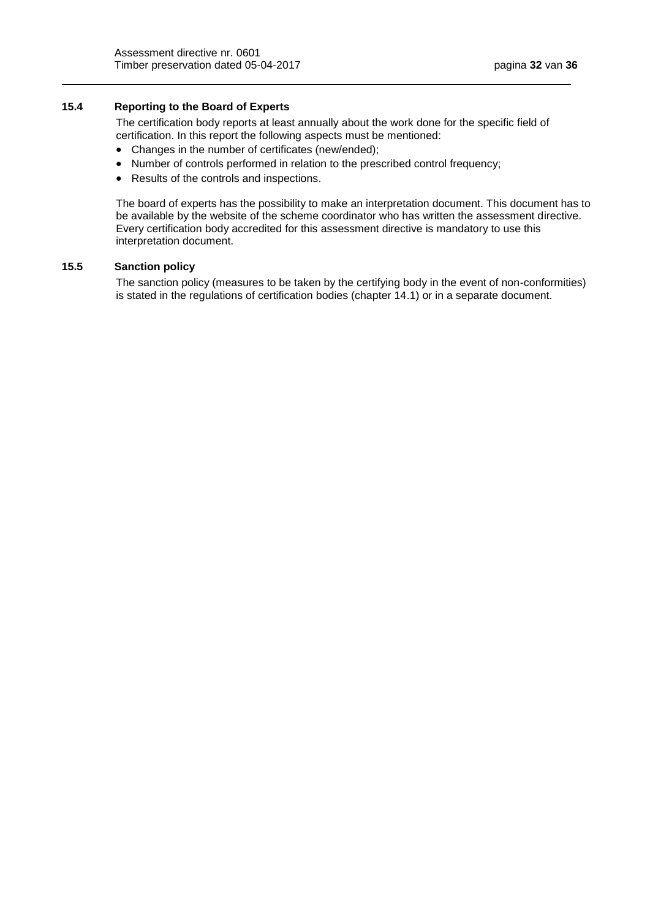### 15.4 Reporting to the Board of Experts

The certification body reports at least annually about the work done for the specific field of certification. In this report the following aspects must be mentioned:

- Changes in the number of certificates (new/ended);
- Number of controls performed in relation to the prescribed control frequency;
- Results of the controls and inspections.

The board of experts has the possibility to make an interpretation document. This document has to be available by the website of the scheme coordinator who has written the assessment directive. Every certification body accredited for this assessment directive is mandatory to use this interpretation document.

### 15.5 Sanction policy

The sanction policy (measures to be taken by the certifying body in the event of non-conformities) is stated in the regulations of certification bodies (chapter 14.1) or in a separate document.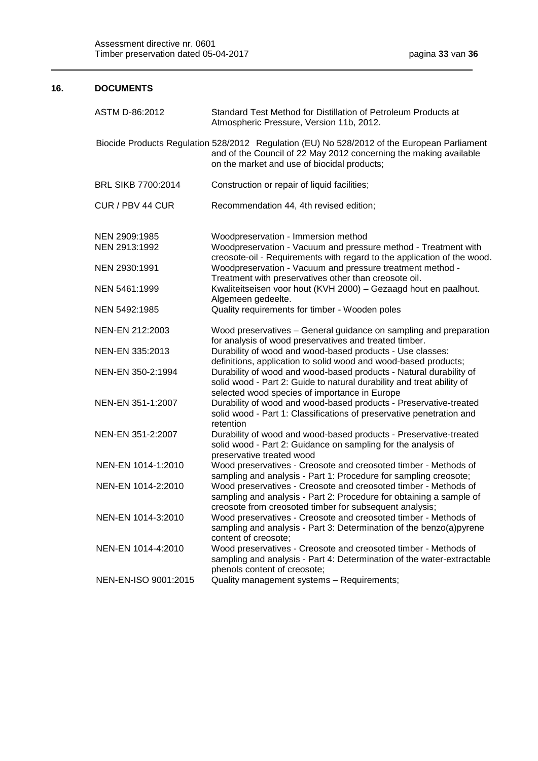## 16. DOCUMENTS

| | |
|---|---|
| ASTM D-86:2012 | Standard Test Method for Distillation of Petroleum Products at Atmospheric Pressure, Version 11b, 2012. |
| Biocide Products Regulation 528/2012 | Regulation (EU) No 528/2012 of the European Parliament and of the Council of 22 May 2012 concerning the making available on the market and use of biocidal products; |
| BRL SIKB 7700:2014 | Construction or repair of liquid facilities; |
| CUR / PBV 44 CUR | Recommendation 44, 4th revised edition; |
| NEN 2909:1985 | Woodpreservation - Immersion method |
| NEN 2913:1992 | Woodpreservation - Vacuum and pressure method - Treatment with creosote-oil - Requirements with regard to the application of the wood. |
| NEN 2930:1991 | Woodpreservation - Vacuum and pressure treatment method - Treatment with preservatives other than creosote oil. |
| NEN 5461:1999 | Kwaliteitseisen voor hout (KVH 2000) – Gezaagd hout en paalhout. Algemeen gedeelte. |
| NEN 5492:1985 | Quality requirements for timber - Wooden poles |
| NEN-EN 212:2003 | Wood preservatives – General guidance on sampling and preparation for analysis of wood preservatives and treated timber. |
| NEN-EN 335:2013 | Durability of wood and wood-based products - Use classes: definitions, application to solid wood and wood-based products; |
| NEN-EN 350-2:1994 | Durability of wood and wood-based products - Natural durability of solid wood - Part 2: Guide to natural durability and treat ability of selected wood species of importance in Europe |
| NEN-EN 351-1:2007 | Durability of wood and wood-based products - Preservative-treated solid wood - Part 1: Classifications of preservative penetration and retention |
| NEN-EN 351-2:2007 | Durability of wood and wood-based products - Preservative-treated solid wood - Part 2: Guidance on sampling for the analysis of preservative treated wood |
| NEN-EN 1014-1:2010 | Wood preservatives - Creosote and creosoted timber - Methods of sampling and analysis - Part 1: Procedure for sampling creosote; |
| NEN-EN 1014-2:2010 | Wood preservatives - Creosote and creosoted timber - Methods of sampling and analysis - Part 2: Procedure for obtaining a sample of creosote from creosoted timber for subsequent analysis; |
| NEN-EN 1014-3:2010 | Wood preservatives - Creosote and creosoted timber - Methods of sampling and analysis - Part 3: Determination of the benzo(a)pyrene content of creosote; |
| NEN-EN 1014-4:2010 | Wood preservatives - Creosote and creosoted timber - Methods of sampling and analysis - Part 4: Determination of the water-extractable phenols content of creosote; |
| NEN-EN-ISO 9001:2015 | Quality management systems – Requirements; |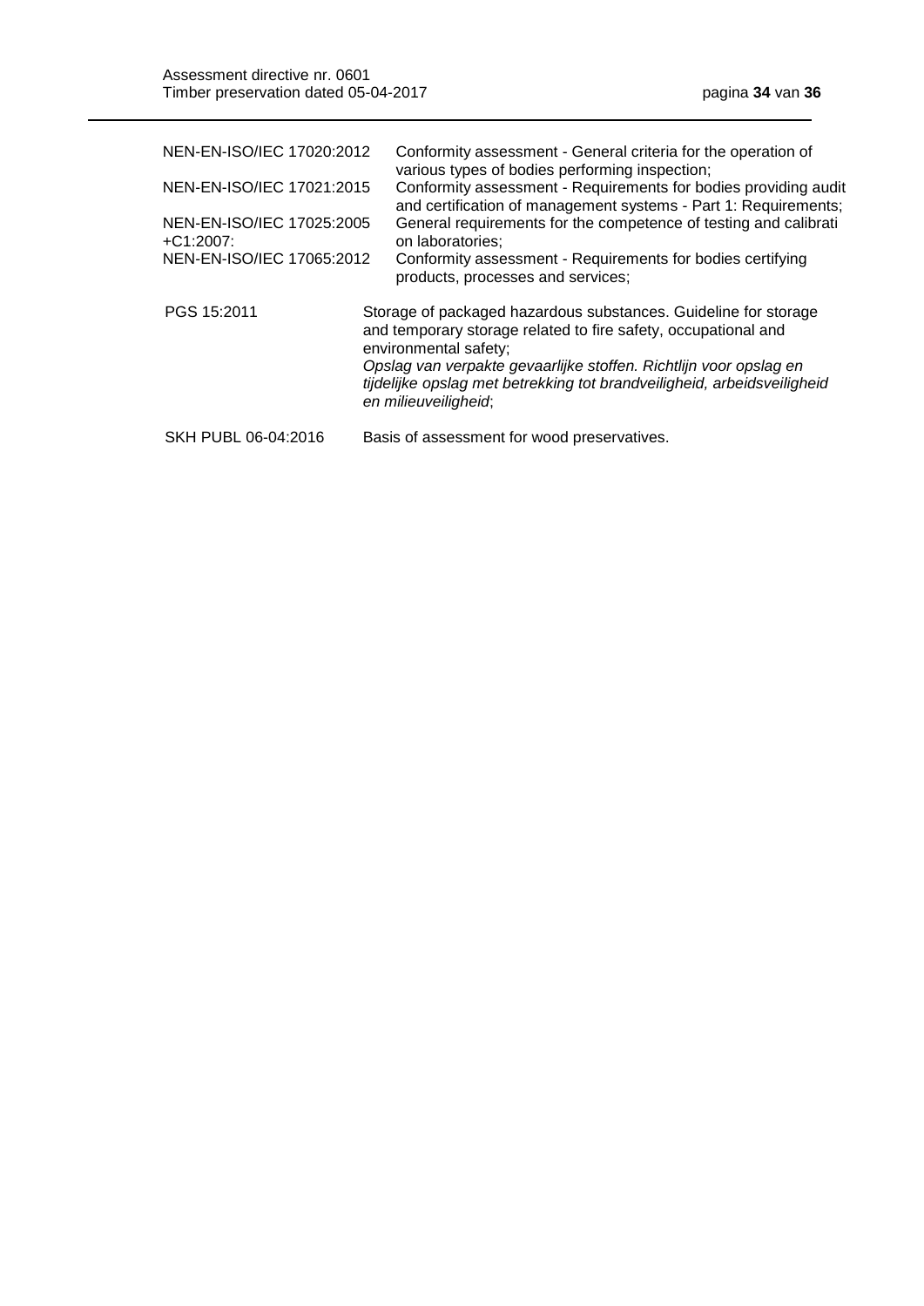| | |
|---|---|
| NEN-EN-ISO/IEC 17020:2012 | Conformity assessment - General criteria for the operation of various types of bodies performing inspection; |
| NEN-EN-ISO/IEC 17021:2015 | Conformity assessment - Requirements for bodies providing audit and certification of management systems - Part 1: Requirements; |
| NEN-EN-ISO/IEC 17025:2005 +C1:2007: | General requirements for the competence of testing and calibrati on laboratories; |
| NEN-EN-ISO/IEC 17065:2012 | Conformity assessment - Requirements for bodies certifying products, processes and services; |
| PGS 15:2011 | Storage of packaged hazardous substances. Guideline for storage and temporary storage related to fire safety, occupational and environmental safety; *Opslag van verpakte gevaarlijke stoffen. Richtlijn voor opslag en tijdelijke opslag met betrekking tot brandveiligheid, arbeidsveiligheid en milieuveiligheid*; |
| SKH PUBL 06-04:2016 | Basis of assessment for wood preservatives. |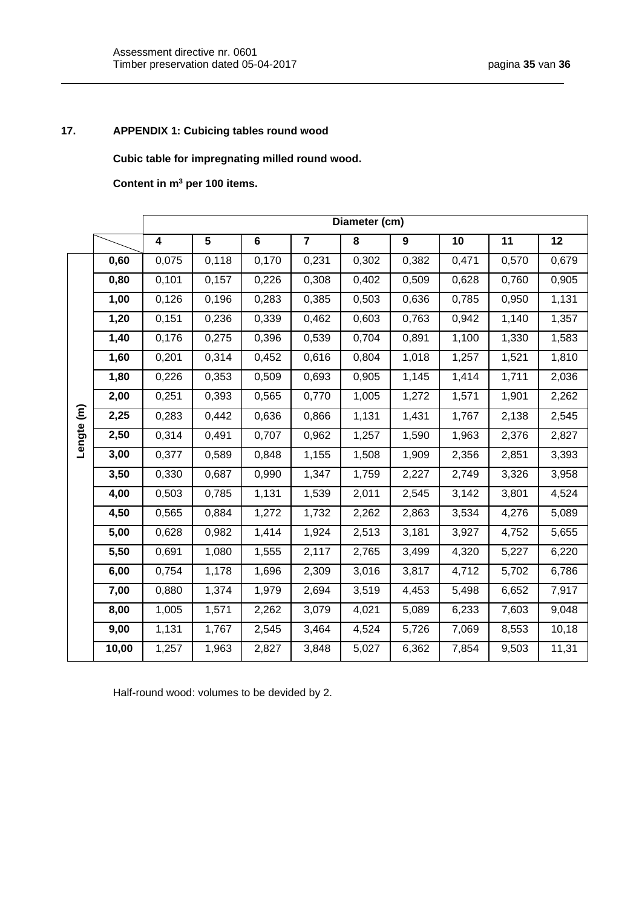## 17. APPENDIX 1: Cubicing tables round wood

**Cubic table for impregnating milled round wood.**

**Content in m$^3$ per 100 items.**

| | | Diameter (cm) | | | | | | | | |
|---|---|---|---|---|---|---|---|---|---|---|
| | | **4** | **5** | **6** | **7** | **8** | **9** | **10** | **11** | **12** |
| **Lengte (m)** | **0,60** | 0,075 | 0,118 | 0,170 | 0,231 | 0,302 | 0,382 | 0,471 | 0,570 | 0,679 |
| | **0,80** | 0,101 | 0,157 | 0,226 | 0,308 | 0,402 | 0,509 | 0,628 | 0,760 | 0,905 |
| | **1,00** | 0,126 | 0,196 | 0,283 | 0,385 | 0,503 | 0,636 | 0,785 | 0,950 | 1,131 |
| | **1,20** | 0,151 | 0,236 | 0,339 | 0,462 | 0,603 | 0,763 | 0,942 | 1,140 | 1,357 |
| | **1,40** | 0,176 | 0,275 | 0,396 | 0,539 | 0,704 | 0,891 | 1,100 | 1,330 | 1,583 |
| | **1,60** | 0,201 | 0,314 | 0,452 | 0,616 | 0,804 | 1,018 | 1,257 | 1,521 | 1,810 |
| | **1,80** | 0,226 | 0,353 | 0,509 | 0,693 | 0,905 | 1,145 | 1,414 | 1,711 | 2,036 |
| | **2,00** | 0,251 | 0,393 | 0,565 | 0,770 | 1,005 | 1,272 | 1,571 | 1,901 | 2,262 |
| | **2,25** | 0,283 | 0,442 | 0,636 | 0,866 | 1,131 | 1,431 | 1,767 | 2,138 | 2,545 |
| | **2,50** | 0,314 | 0,491 | 0,707 | 0,962 | 1,257 | 1,590 | 1,963 | 2,376 | 2,827 |
| | **3,00** | 0,377 | 0,589 | 0,848 | 1,155 | 1,508 | 1,909 | 2,356 | 2,851 | 3,393 |
| | **3,50** | 0,330 | 0,687 | 0,990 | 1,347 | 1,759 | 2,227 | 2,749 | 3,326 | 3,958 |
| | **4,00** | 0,503 | 0,785 | 1,131 | 1,539 | 2,011 | 2,545 | 3,142 | 3,801 | 4,524 |
| | **4,50** | 0,565 | 0,884 | 1,272 | 1,732 | 2,262 | 2,863 | 3,534 | 4,276 | 5,089 |
| | **5,00** | 0,628 | 0,982 | 1,414 | 1,924 | 2,513 | 3,181 | 3,927 | 4,752 | 5,655 |
| | **5,50** | 0,691 | 1,080 | 1,555 | 2,117 | 2,765 | 3,499 | 4,320 | 5,227 | 6,220 |
| | **6,00** | 0,754 | 1,178 | 1,696 | 2,309 | 3,016 | 3,817 | 4,712 | 5,702 | 6,786 |
| | **7,00** | 0,880 | 1,374 | 1,979 | 2,694 | 3,519 | 4,453 | 5,498 | 6,652 | 7,917 |
| | **8,00** | 1,005 | 1,571 | 2,262 | 3,079 | 4,021 | 5,089 | 6,233 | 7,603 | 9,048 |
| | **9,00** | 1,131 | 1,767 | 2,545 | 3,464 | 4,524 | 5,726 | 7,069 | 8,553 | 10,18 |
| | **10,00** | 1,257 | 1,963 | 2,827 | 3,848 | 5,027 | 6,362 | 7,854 | 9,503 | 11,31 |

Half-round wood: volumes to be devided by 2.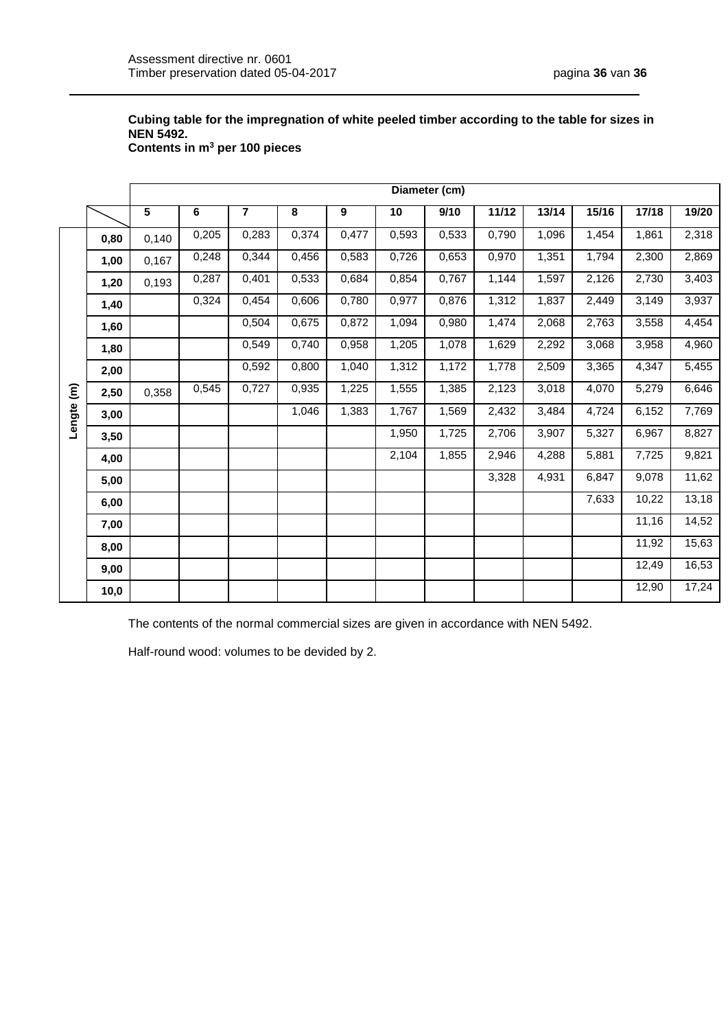**Cubing table for the impregnation of white peeled timber according to the table for sizes in NEN 5492.**
**Contents in m$^3$ per 100 pieces**

| | | Diameter (cm) | | | | | | | | | | | |
|---|---|---|---|---|---|---|---|---|---|---|---|---|---|
| | | 5 | 6 | 7 | 8 | 9 | 10 | 9/10 | 11/12 | 13/14 | 15/16 | 17/18 | 19/20 |
| Lengte (m) | 0,80 | 0,140 | 0,205 | 0,283 | 0,374 | 0,477 | 0,593 | 0,533 | 0,790 | 1,096 | 1,454 | 1,861 | 2,318 |
| | 1,00 | 0,167 | 0,248 | 0,344 | 0,456 | 0,583 | 0,726 | 0,653 | 0,970 | 1,351 | 1,794 | 2,300 | 2,869 |
| | 1,20 | 0,193 | 0,287 | 0,401 | 0,533 | 0,684 | 0,854 | 0,767 | 1,144 | 1,597 | 2,126 | 2,730 | 3,403 |
| | 1,40 | | 0,324 | 0,454 | 0,606 | 0,780 | 0,977 | 0,876 | 1,312 | 1,837 | 2,449 | 3,149 | 3,937 |
| | 1,60 | | | 0,504 | 0,675 | 0,872 | 1,094 | 0,980 | 1,474 | 2,068 | 2,763 | 3,558 | 4,454 |
| | 1,80 | | | 0,549 | 0,740 | 0,958 | 1,205 | 1,078 | 1,629 | 2,292 | 3,068 | 3,958 | 4,960 |
| | 2,00 | | | 0,592 | 0,800 | 1,040 | 1,312 | 1,172 | 1,778 | 2,509 | 3,365 | 4,347 | 5,455 |
| | 2,50 | 0,358 | 0,545 | 0,727 | 0,935 | 1,225 | 1,555 | 1,385 | 2,123 | 3,018 | 4,070 | 5,279 | 6,646 |
| | 3,00 | | | | 1,046 | 1,383 | 1,767 | 1,569 | 2,432 | 3,484 | 4,724 | 6,152 | 7,769 |
| | 3,50 | | | | | | 1,950 | 1,725 | 2,706 | 3,907 | 5,327 | 6,967 | 8,827 |
| | 4,00 | | | | | | 2,104 | 1,855 | 2,946 | 4,288 | 5,881 | 7,725 | 9,821 |
| | 5,00 | | | | | | | | 3,328 | 4,931 | 6,847 | 9,078 | 11,62 |
| | 6,00 | | | | | | | | | | 7,633 | 10,22 | 13,18 |
| | 7,00 | | | | | | | | | | | 11,16 | 14,52 |
| | 8,00 | | | | | | | | | | | 11,92 | 15,63 |
| | 9,00 | | | | | | | | | | | 12,49 | 16,53 |
| | 10,0 | | | | | | | | | | | 12,90 | 17,24 |

The contents of the normal commercial sizes are given in accordance with NEN 5492.

Half-round wood: volumes to be devided by 2.